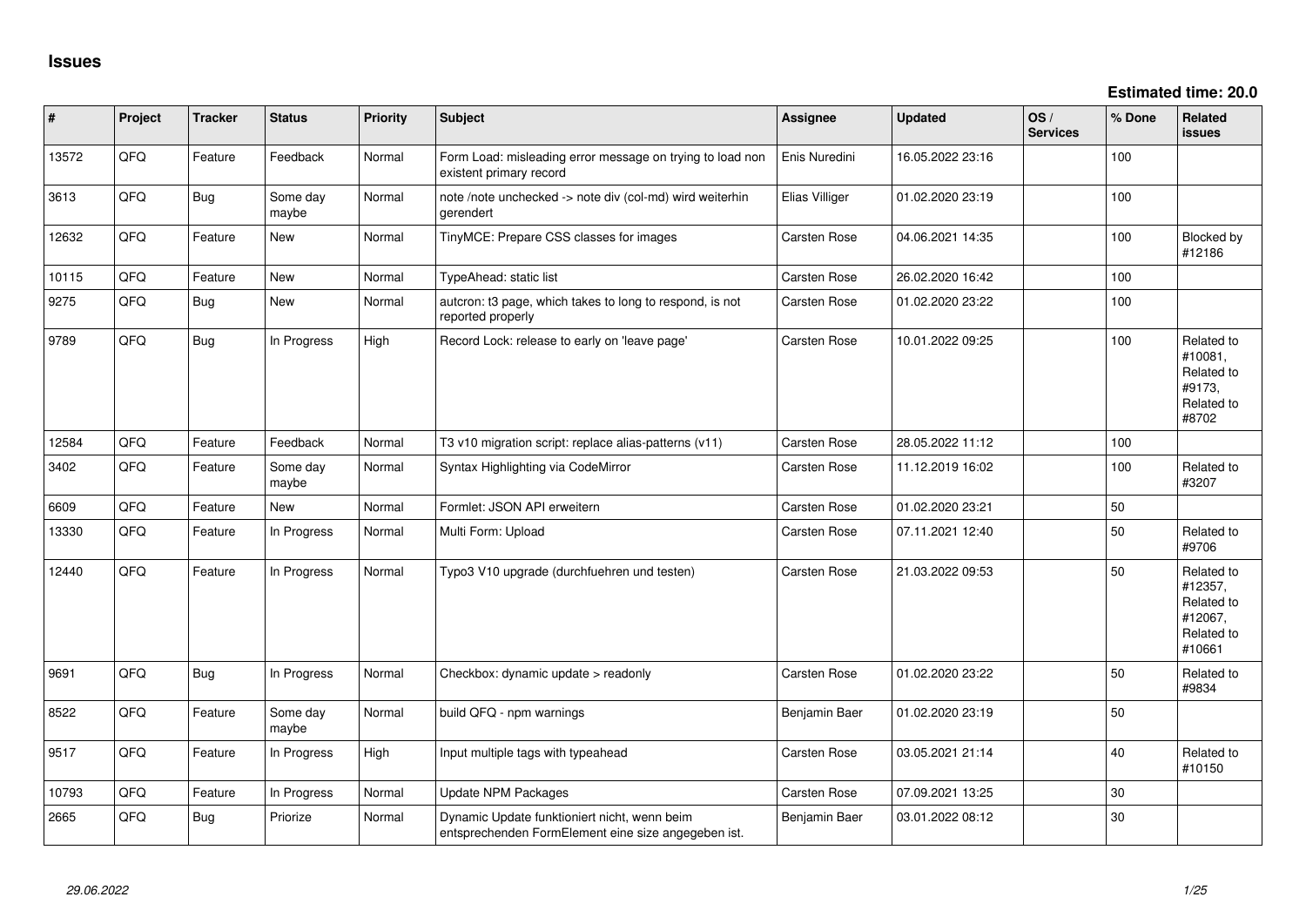# Issues

**Estimated time: 20.0**

| # | Project | Tracker | Status | Priority | Subject | Assignee | Updated | OS / Services | % Done | Related issues |
|---|---|---|---|---|---|---|---|---|---|---|
| 13572 | QFQ | Feature | Feedback | Normal | Form Load: misleading error message on trying to load non existent primary record | Enis Nuredini | 16.05.2022 23:16 | | 100 | |
| 3613 | QFQ | Bug | Some day maybe | Normal | note /note unchecked -> note div (col-md) wird weiterhin gerendert | Elias Villiger | 01.02.2020 23:19 | | 100 | |
| 12632 | QFQ | Feature | New | Normal | TinyMCE: Prepare CSS classes for images | Carsten Rose | 04.06.2021 14:35 | | 100 | Blocked by #12186 |
| 10115 | QFQ | Feature | New | Normal | TypeAhead: static list | Carsten Rose | 26.02.2020 16:42 | | 100 | |
| 9275 | QFQ | Bug | New | Normal | autcron: t3 page, which takes to long to respond, is not reported properly | Carsten Rose | 01.02.2020 23:22 | | 100 | |
| 9789 | QFQ | Bug | In Progress | High | Record Lock: release to early on 'leave page' | Carsten Rose | 10.01.2022 09:25 | | 100 | Related to #10081, Related to #9173, Related to #8702 |
| 12584 | QFQ | Feature | Feedback | Normal | T3 v10 migration script: replace alias-patterns (v11) | Carsten Rose | 28.05.2022 11:12 | | 100 | |
| 3402 | QFQ | Feature | Some day maybe | Normal | Syntax Highlighting via CodeMirror | Carsten Rose | 11.12.2019 16:02 | | 100 | Related to #3207 |
| 6609 | QFQ | Feature | New | Normal | Formlet: JSON API erweitern | Carsten Rose | 01.02.2020 23:21 | | 50 | |
| 13330 | QFQ | Feature | In Progress | Normal | Multi Form: Upload | Carsten Rose | 07.11.2021 12:40 | | 50 | Related to #9706 |
| 12440 | QFQ | Feature | In Progress | Normal | Typo3 V10 upgrade (durchfuehren und testen) | Carsten Rose | 21.03.2022 09:53 | | 50 | Related to #12357, Related to #12067, Related to #10661 |
| 9691 | QFQ | Bug | In Progress | Normal | Checkbox: dynamic update > readonly | Carsten Rose | 01.02.2020 23:22 | | 50 | Related to #9834 |
| 8522 | QFQ | Feature | Some day maybe | Normal | build QFQ - npm warnings | Benjamin Baer | 01.02.2020 23:19 | | 50 | |
| 9517 | QFQ | Feature | In Progress | High | Input multiple tags with typeahead | Carsten Rose | 03.05.2021 21:14 | | 40 | Related to #10150 |
| 10793 | QFQ | Feature | In Progress | Normal | Update NPM Packages | Carsten Rose | 07.09.2021 13:25 | | 30 | |
| 2665 | QFQ | Bug | Priorize | Normal | Dynamic Update funktioniert nicht, wenn beim entsprechenden FormElement eine size angegeben ist. | Benjamin Baer | 03.01.2022 08:12 | | 30 | |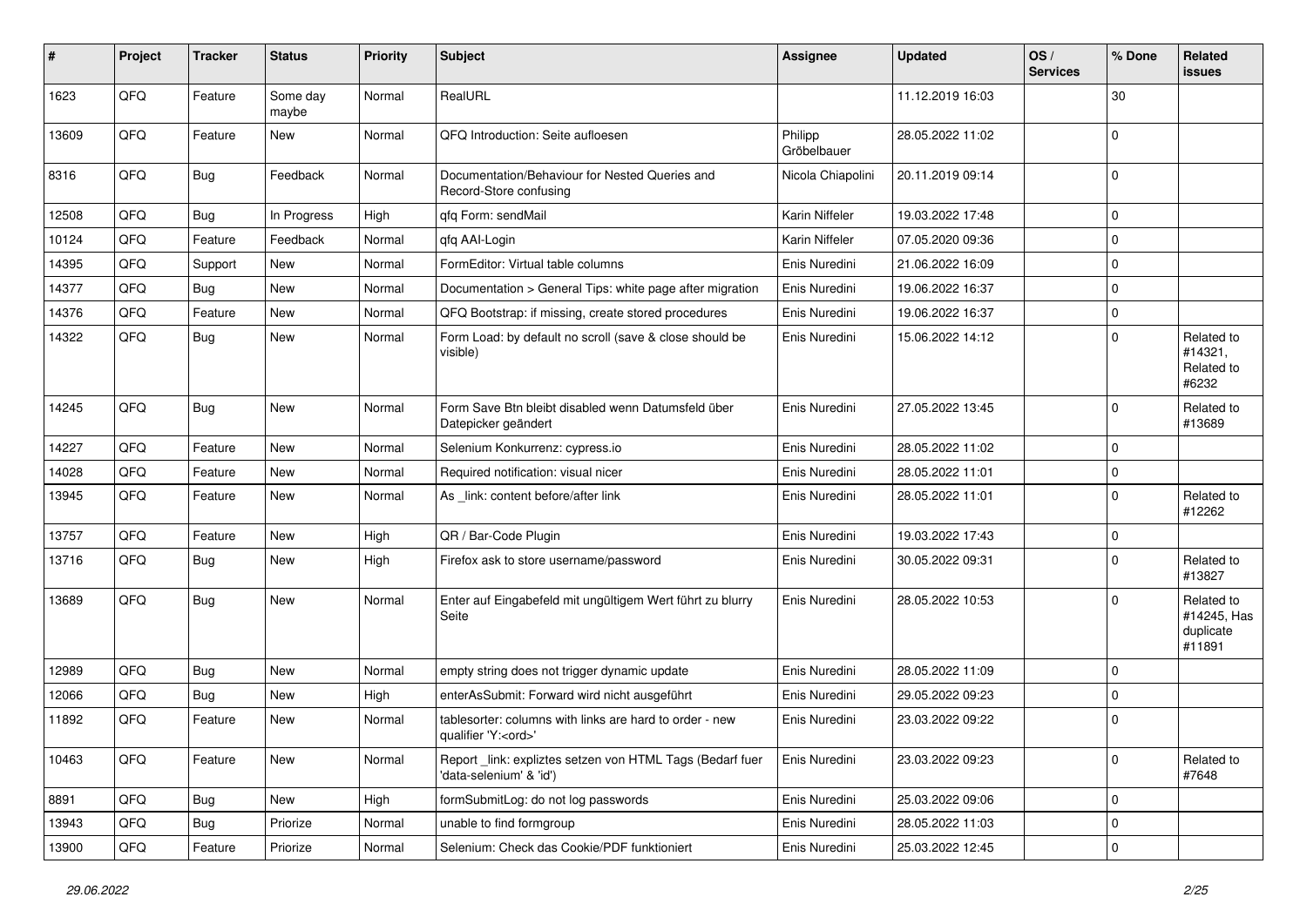| # | Project | Tracker | Status | Priority | Subject | Assignee | Updated | OS / Services | % Done | Related issues |
|---|---|---|---|---|---|---|---|---|---|---|
| 1623 | QFQ | Feature | Some day maybe | Normal | RealURL | | 11.12.2019 16:03 | | 30 | |
| 13609 | QFQ | Feature | New | Normal | QFQ Introduction: Seite aufloesen | Philipp Gröbelbauer | 28.05.2022 11:02 | | 0 | |
| 8316 | QFQ | Bug | Feedback | Normal | Documentation/Behaviour for Nested Queries and Record-Store confusing | Nicola Chiapolini | 20.11.2019 09:14 | | 0 | |
| 12508 | QFQ | Bug | In Progress | High | qfq Form: sendMail | Karin Niffeler | 19.03.2022 17:48 | | 0 | |
| 10124 | QFQ | Feature | Feedback | Normal | qfq AAI-Login | Karin Niffeler | 07.05.2020 09:36 | | 0 | |
| 14395 | QFQ | Support | New | Normal | FormEditor: Virtual table columns | Enis Nuredini | 21.06.2022 16:09 | | 0 | |
| 14377 | QFQ | Bug | New | Normal | Documentation > General Tips: white page after migration | Enis Nuredini | 19.06.2022 16:37 | | 0 | |
| 14376 | QFQ | Feature | New | Normal | QFQ Bootstrap: if missing, create stored procedures | Enis Nuredini | 19.06.2022 16:37 | | 0 | |
| 14322 | QFQ | Bug | New | Normal | Form Load: by default no scroll (save & close should be visible) | Enis Nuredini | 15.06.2022 14:12 | | 0 | Related to #14321, Related to #6232 |
| 14245 | QFQ | Bug | New | Normal | Form Save Btn bleibt disabled wenn Datumsfeld über Datepicker geändert | Enis Nuredini | 27.05.2022 13:45 | | 0 | Related to #13689 |
| 14227 | QFQ | Feature | New | Normal | Selenium Konkurrenz: cypress.io | Enis Nuredini | 28.05.2022 11:02 | | 0 | |
| 14028 | QFQ | Feature | New | Normal | Required notification: visual nicer | Enis Nuredini | 28.05.2022 11:01 | | 0 | |
| 13945 | QFQ | Feature | New | Normal | As _link: content before/after link | Enis Nuredini | 28.05.2022 11:01 | | 0 | Related to #12262 |
| 13757 | QFQ | Feature | New | High | QR / Bar-Code Plugin | Enis Nuredini | 19.03.2022 17:43 | | 0 | |
| 13716 | QFQ | Bug | New | High | Firefox ask to store username/password | Enis Nuredini | 30.05.2022 09:31 | | 0 | Related to #13827 |
| 13689 | QFQ | Bug | New | Normal | Enter auf Eingabefeld mit ungültigem Wert führt zu blurry Seite | Enis Nuredini | 28.05.2022 10:53 | | 0 | Related to #14245, Has duplicate #11891 |
| 12989 | QFQ | Bug | New | Normal | empty string does not trigger dynamic update | Enis Nuredini | 28.05.2022 11:09 | | 0 | |
| 12066 | QFQ | Bug | New | High | enterAsSubmit: Forward wird nicht ausgeführt | Enis Nuredini | 29.05.2022 09:23 | | 0 | |
| 11892 | QFQ | Feature | New | Normal | tablesorter: columns with links are hard to order - new qualifier 'Y:<ord>' | Enis Nuredini | 23.03.2022 09:22 | | 0 | |
| 10463 | QFQ | Feature | New | Normal | Report _link: expliztes setzen von HTML Tags (Bedarf fuer 'data-selenium' & 'id') | Enis Nuredini | 23.03.2022 09:23 | | 0 | Related to #7648 |
| 8891 | QFQ | Bug | New | High | formSubmitLog: do not log passwords | Enis Nuredini | 25.03.2022 09:06 | | 0 | |
| 13943 | QFQ | Bug | Priorize | Normal | unable to find formgroup | Enis Nuredini | 28.05.2022 11:03 | | 0 | |
| 13900 | QFQ | Feature | Priorize | Normal | Selenium: Check das Cookie/PDF funktioniert | Enis Nuredini | 25.03.2022 12:45 | | 0 | |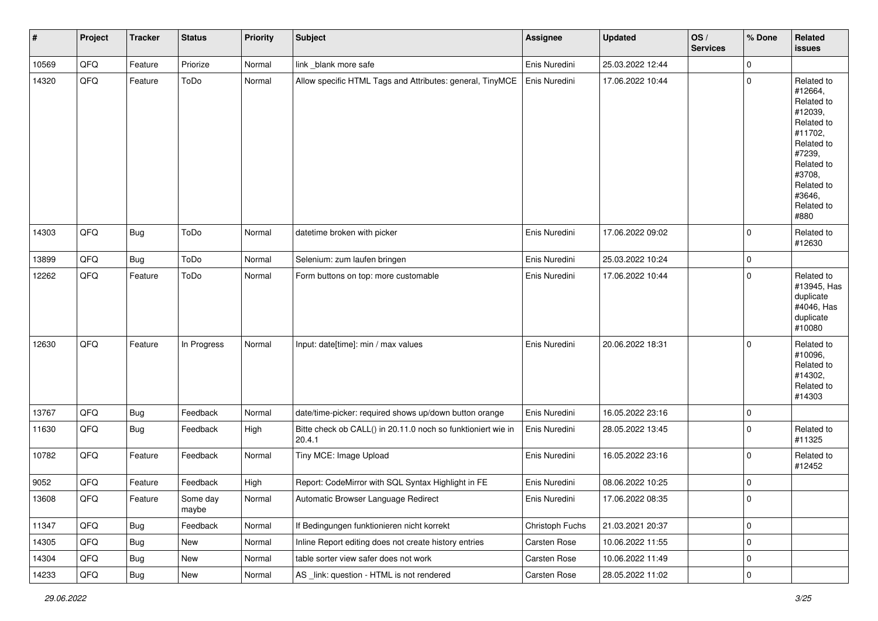| # | Project | Tracker | Status | Priority | Subject | Assignee | Updated | OS / Services | % Done | Related issues |
|---|---|---|---|---|---|---|---|---|---|---|
| 10569 | QFQ | Feature | Priorize | Normal | link _blank more safe | Enis Nuredini | 25.03.2022 12:44 | | 0 | |
| 14320 | QFQ | Feature | ToDo | Normal | Allow specific HTML Tags and Attributes: general, TinyMCE | Enis Nuredini | 17.06.2022 10:44 | | 0 | Related to #12664, Related to #12039, Related to #11702, Related to #7239, Related to #3708, Related to #3646, Related to #880 |
| 14303 | QFQ | Bug | ToDo | Normal | datetime broken with picker | Enis Nuredini | 17.06.2022 09:02 | | 0 | Related to #12630 |
| 13899 | QFQ | Bug | ToDo | Normal | Selenium: zum laufen bringen | Enis Nuredini | 25.03.2022 10:24 | | 0 | |
| 12262 | QFQ | Feature | ToDo | Normal | Form buttons on top: more customable | Enis Nuredini | 17.06.2022 10:44 | | 0 | Related to #13945, Has duplicate #4046, Has duplicate #10080 |
| 12630 | QFQ | Feature | In Progress | Normal | Input: date[time]: min / max values | Enis Nuredini | 20.06.2022 18:31 | | 0 | Related to #10096, Related to #14302, Related to #14303 |
| 13767 | QFQ | Bug | Feedback | Normal | date/time-picker: required shows up/down button orange | Enis Nuredini | 16.05.2022 23:16 | | 0 | |
| 11630 | QFQ | Bug | Feedback | High | Bitte check ob CALL() in 20.11.0 noch so funktioniert wie in 20.4.1 | Enis Nuredini | 28.05.2022 13:45 | | 0 | Related to #11325 |
| 10782 | QFQ | Feature | Feedback | Normal | Tiny MCE: Image Upload | Enis Nuredini | 16.05.2022 23:16 | | 0 | Related to #12452 |
| 9052 | QFQ | Feature | Feedback | High | Report: CodeMirror with SQL Syntax Highlight in FE | Enis Nuredini | 08.06.2022 10:25 | | 0 | |
| 13608 | QFQ | Feature | Some day maybe | Normal | Automatic Browser Language Redirect | Enis Nuredini | 17.06.2022 08:35 | | 0 | |
| 11347 | QFQ | Bug | Feedback | Normal | If Bedingungen funktionieren nicht korrekt | Christoph Fuchs | 21.03.2021 20:37 | | 0 | |
| 14305 | QFQ | Bug | New | Normal | Inline Report editing does not create history entries | Carsten Rose | 10.06.2022 11:55 | | 0 | |
| 14304 | QFQ | Bug | New | Normal | table sorter view safer does not work | Carsten Rose | 10.06.2022 11:49 | | 0 | |
| 14233 | QFQ | Bug | New | Normal | AS _link: question - HTML is not rendered | Carsten Rose | 28.05.2022 11:02 | | 0 | |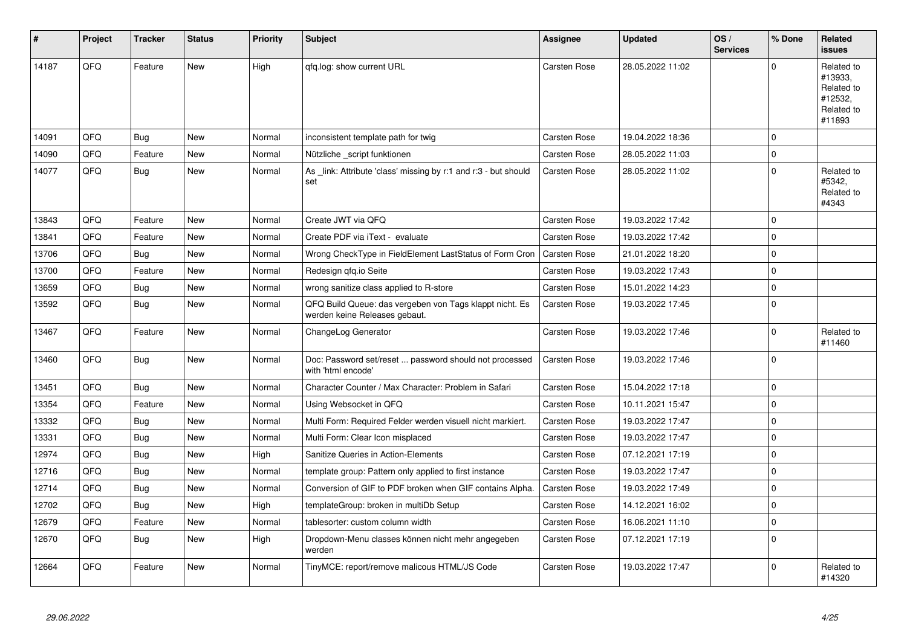| # | Project | Tracker | Status | Priority | Subject | Assignee | Updated | OS / Services | % Done | Related issues |
|---|---|---|---|---|---|---|---|---|---|---|
| 14187 | QFQ | Feature | New | High | qfq.log: show current URL | Carsten Rose | 28.05.2022 11:02 | | 0 | Related to #13933, Related to #12532, Related to #11893 |
| 14091 | QFQ | Bug | New | Normal | inconsistent template path for twig | Carsten Rose | 19.04.2022 18:36 | | 0 | |
| 14090 | QFQ | Feature | New | Normal | Nützliche _script funktionen | Carsten Rose | 28.05.2022 11:03 | | 0 | |
| 14077 | QFQ | Bug | New | Normal | As _link: Attribute 'class' missing by r:1 and r:3 - but should set | Carsten Rose | 28.05.2022 11:02 | | 0 | Related to #5342, Related to #4343 |
| 13843 | QFQ | Feature | New | Normal | Create JWT via QFQ | Carsten Rose | 19.03.2022 17:42 | | 0 | |
| 13841 | QFQ | Feature | New | Normal | Create PDF via iText - evaluate | Carsten Rose | 19.03.2022 17:42 | | 0 | |
| 13706 | QFQ | Bug | New | Normal | Wrong CheckType in FieldElement LastStatus of Form Cron | Carsten Rose | 21.01.2022 18:20 | | 0 | |
| 13700 | QFQ | Feature | New | Normal | Redesign qfq.io Seite | Carsten Rose | 19.03.2022 17:43 | | 0 | |
| 13659 | QFQ | Bug | New | Normal | wrong sanitize class applied to R-store | Carsten Rose | 15.01.2022 14:23 | | 0 | |
| 13592 | QFQ | Bug | New | Normal | QFQ Build Queue: das vergeben von Tags klappt nicht. Es werden keine Releases gebaut. | Carsten Rose | 19.03.2022 17:45 | | 0 | |
| 13467 | QFQ | Feature | New | Normal | ChangeLog Generator | Carsten Rose | 19.03.2022 17:46 | | 0 | Related to #11460 |
| 13460 | QFQ | Bug | New | Normal | Doc: Password set/reset ... password should not processed with 'html encode' | Carsten Rose | 19.03.2022 17:46 | | 0 | |
| 13451 | QFQ | Bug | New | Normal | Character Counter / Max Character: Problem in Safari | Carsten Rose | 15.04.2022 17:18 | | 0 | |
| 13354 | QFQ | Feature | New | Normal | Using Websocket in QFQ | Carsten Rose | 10.11.2021 15:47 | | 0 | |
| 13332 | QFQ | Bug | New | Normal | Multi Form: Required Felder werden visuell nicht markiert. | Carsten Rose | 19.03.2022 17:47 | | 0 | |
| 13331 | QFQ | Bug | New | Normal | Multi Form: Clear Icon misplaced | Carsten Rose | 19.03.2022 17:47 | | 0 | |
| 12974 | QFQ | Bug | New | High | Sanitize Queries in Action-Elements | Carsten Rose | 07.12.2021 17:19 | | 0 | |
| 12716 | QFQ | Bug | New | Normal | template group: Pattern only applied to first instance | Carsten Rose | 19.03.2022 17:47 | | 0 | |
| 12714 | QFQ | Bug | New | Normal | Conversion of GIF to PDF broken when GIF contains Alpha. | Carsten Rose | 19.03.2022 17:49 | | 0 | |
| 12702 | QFQ | Bug | New | High | templateGroup: broken in multiDb Setup | Carsten Rose | 14.12.2021 16:02 | | 0 | |
| 12679 | QFQ | Feature | New | Normal | tablesorter: custom column width | Carsten Rose | 16.06.2021 11:10 | | 0 | |
| 12670 | QFQ | Bug | New | High | Dropdown-Menu classes können nicht mehr angegeben werden | Carsten Rose | 07.12.2021 17:19 | | 0 | |
| 12664 | QFQ | Feature | New | Normal | TinyMCE: report/remove malicous HTML/JS Code | Carsten Rose | 19.03.2022 17:47 | | 0 | Related to #14320 |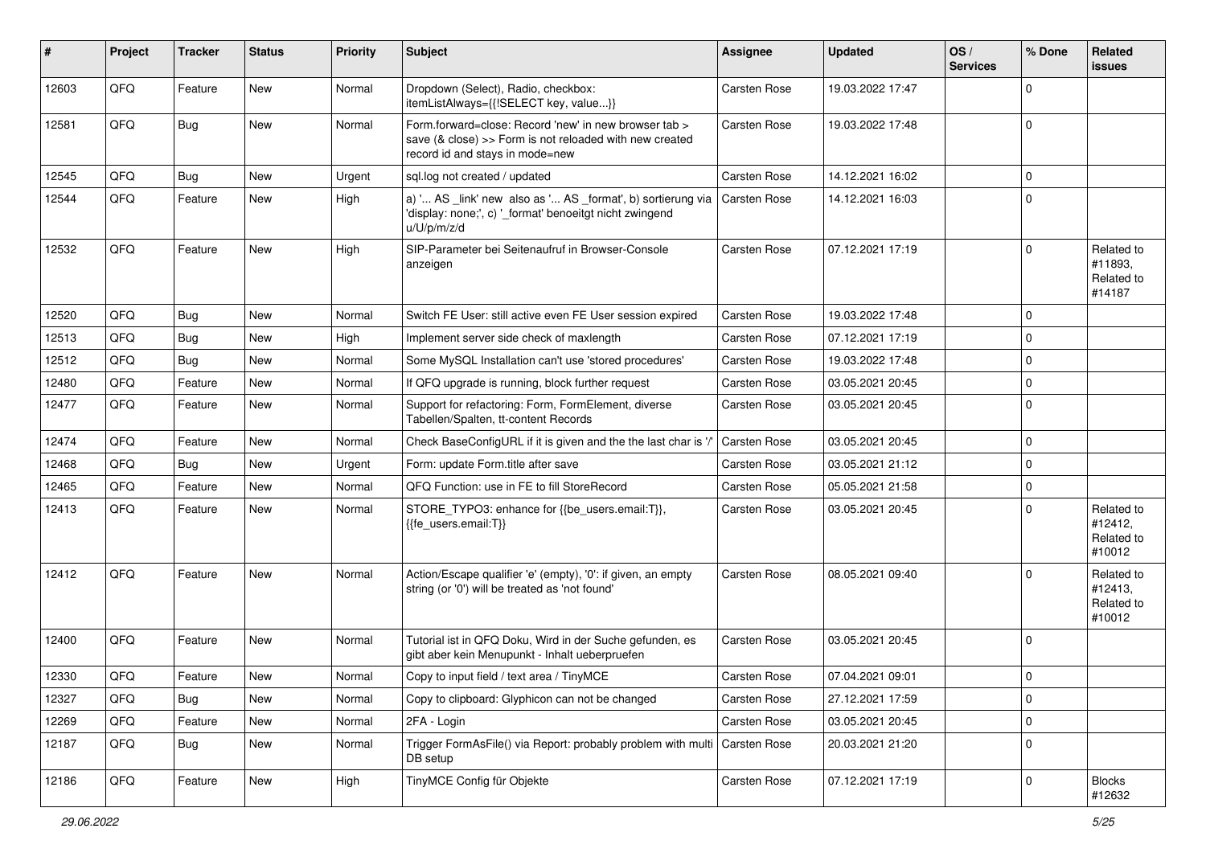| # | Project | Tracker | Status | Priority | Subject | Assignee | Updated | OS / Services | % Done | Related issues |
|---|---|---|---|---|---|---|---|---|---|---|
| 12603 | QFQ | Feature | New | Normal | Dropdown (Select), Radio, checkbox: itemListAlways={{!SELECT key, value...}} | Carsten Rose | 19.03.2022 17:47 | | 0 | |
| 12581 | QFQ | Bug | New | Normal | Form.forward=close: Record 'new' in new browser tab > save (& close) >> Form is not reloaded with new created record id and stays in mode=new | Carsten Rose | 19.03.2022 17:48 | | 0 | |
| 12545 | QFQ | Bug | New | Urgent | sql.log not created / updated | Carsten Rose | 14.12.2021 16:02 | | 0 | |
| 12544 | QFQ | Feature | New | High | a) '... AS _link' new also as '... AS _format', b) sortierung via 'display: none;', c) '_format' benoeitgt nicht zwingend u/U/p/m/z/d | Carsten Rose | 14.12.2021 16:03 | | 0 | |
| 12532 | QFQ | Feature | New | High | SIP-Parameter bei Seitenaufruf in Browser-Console anzeigen | Carsten Rose | 07.12.2021 17:19 | | 0 | Related to #11893, Related to #14187 |
| 12520 | QFQ | Bug | New | Normal | Switch FE User: still active even FE User session expired | Carsten Rose | 19.03.2022 17:48 | | 0 | |
| 12513 | QFQ | Bug | New | High | Implement server side check of maxlength | Carsten Rose | 07.12.2021 17:19 | | 0 | |
| 12512 | QFQ | Bug | New | Normal | Some MySQL Installation can't use 'stored procedures' | Carsten Rose | 19.03.2022 17:48 | | 0 | |
| 12480 | QFQ | Feature | New | Normal | If QFQ upgrade is running, block further request | Carsten Rose | 03.05.2021 20:45 | | 0 | |
| 12477 | QFQ | Feature | New | Normal | Support for refactoring: Form, FormElement, diverse Tabellen/Spalten, tt-content Records | Carsten Rose | 03.05.2021 20:45 | | 0 | |
| 12474 | QFQ | Feature | New | Normal | Check BaseConfigURL if it is given and the the last char is '/' | Carsten Rose | 03.05.2021 20:45 | | 0 | |
| 12468 | QFQ | Bug | New | Urgent | Form: update Form.title after save | Carsten Rose | 03.05.2021 21:12 | | 0 | |
| 12465 | QFQ | Feature | New | Normal | QFQ Function: use in FE to fill StoreRecord | Carsten Rose | 05.05.2021 21:58 | | 0 | |
| 12413 | QFQ | Feature | New | Normal | STORE_TYPO3: enhance for {{be_users.email:T}}, {{fe_users.email:T}} | Carsten Rose | 03.05.2021 20:45 | | 0 | Related to #12412, Related to #10012 |
| 12412 | QFQ | Feature | New | Normal | Action/Escape qualifier 'e' (empty), '0': if given, an empty string (or '0') will be treated as 'not found' | Carsten Rose | 08.05.2021 09:40 | | 0 | Related to #12413, Related to #10012 |
| 12400 | QFQ | Feature | New | Normal | Tutorial ist in QFQ Doku, Wird in der Suche gefunden, es gibt aber kein Menupunkt - Inhalt ueberpruefen | Carsten Rose | 03.05.2021 20:45 | | 0 | |
| 12330 | QFQ | Feature | New | Normal | Copy to input field / text area / TinyMCE | Carsten Rose | 07.04.2021 09:01 | | 0 | |
| 12327 | QFQ | Bug | New | Normal | Copy to clipboard: Glyphicon can not be changed | Carsten Rose | 27.12.2021 17:59 | | 0 | |
| 12269 | QFQ | Feature | New | Normal | 2FA - Login | Carsten Rose | 03.05.2021 20:45 | | 0 | |
| 12187 | QFQ | Bug | New | Normal | Trigger FormAsFile() via Report: probably problem with multi DB setup | Carsten Rose | 20.03.2021 21:20 | | 0 | |
| 12186 | QFQ | Feature | New | High | TinyMCE Config für Objekte | Carsten Rose | 07.12.2021 17:19 | | 0 | Blocks #12632 |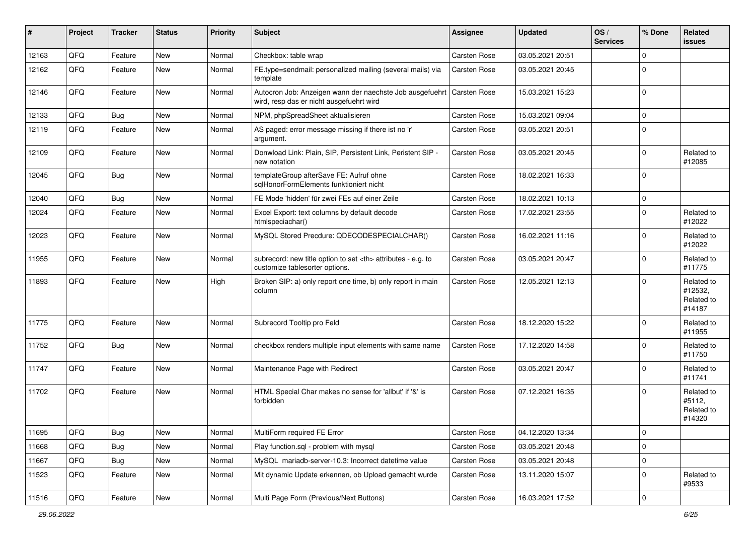| # | Project | Tracker | Status | Priority | Subject | Assignee | Updated | OS / Services | % Done | Related issues |
|---|---|---|---|---|---|---|---|---|---|---|
| 12163 | QFQ | Feature | New | Normal | Checkbox: table wrap | Carsten Rose | 03.05.2021 20:51 | | 0 | |
| 12162 | QFQ | Feature | New | Normal | FE.type=sendmail: personalized mailing (several mails) via template | Carsten Rose | 03.05.2021 20:45 | | 0 | |
| 12146 | QFQ | Feature | New | Normal | Autocron Job: Anzeigen wann der naechste Job ausgefuehrt wird, resp das er nicht ausgefuehrt wird | Carsten Rose | 15.03.2021 15:23 | | 0 | |
| 12133 | QFQ | Bug | New | Normal | NPM, phpSpreadSheet aktualisieren | Carsten Rose | 15.03.2021 09:04 | | 0 | |
| 12119 | QFQ | Feature | New | Normal | AS paged: error message missing if there ist no 'r' argument. | Carsten Rose | 03.05.2021 20:51 | | 0 | |
| 12109 | QFQ | Feature | New | Normal | Donwload Link: Plain, SIP, Persistent Link, Peristent SIP - new notation | Carsten Rose | 03.05.2021 20:45 | | 0 | Related to #12085 |
| 12045 | QFQ | Bug | New | Normal | templateGroup afterSave FE: Aufruf ohne sqlHonorFormElements funktioniert nicht | Carsten Rose | 18.02.2021 16:33 | | 0 | |
| 12040 | QFQ | Bug | New | Normal | FE Mode 'hidden' für zwei FEs auf einer Zeile | Carsten Rose | 18.02.2021 10:13 | | 0 | |
| 12024 | QFQ | Feature | New | Normal | Excel Export: text columns by default decode htmlspeciachar() | Carsten Rose | 17.02.2021 23:55 | | 0 | Related to #12022 |
| 12023 | QFQ | Feature | New | Normal | MySQL Stored Precdure: QDECODESPECIALCHAR() | Carsten Rose | 16.02.2021 11:16 | | 0 | Related to #12022 |
| 11955 | QFQ | Feature | New | Normal | subrecord: new title option to set <th> attributes - e.g. to customize tablesorter options. | Carsten Rose | 03.05.2021 20:47 | | 0 | Related to #11775 |
| 11893 | QFQ | Feature | New | High | Broken SIP: a) only report one time, b) only report in main column | Carsten Rose | 12.05.2021 12:13 | | 0 | Related to #12532, Related to #14187 |
| 11775 | QFQ | Feature | New | Normal | Subrecord Tooltip pro Feld | Carsten Rose | 18.12.2020 15:22 | | 0 | Related to #11955 |
| 11752 | QFQ | Bug | New | Normal | checkbox renders multiple input elements with same name | Carsten Rose | 17.12.2020 14:58 | | 0 | Related to #11750 |
| 11747 | QFQ | Feature | New | Normal | Maintenance Page with Redirect | Carsten Rose | 03.05.2021 20:47 | | 0 | Related to #11741 |
| 11702 | QFQ | Feature | New | Normal | HTML Special Char makes no sense for 'allbut' if '&' is forbidden | Carsten Rose | 07.12.2021 16:35 | | 0 | Related to #5112, Related to #14320 |
| 11695 | QFQ | Bug | New | Normal | MultiForm required FE Error | Carsten Rose | 04.12.2020 13:34 | | 0 | |
| 11668 | QFQ | Bug | New | Normal | Play function.sql - problem with mysql | Carsten Rose | 03.05.2021 20:48 | | 0 | |
| 11667 | QFQ | Bug | New | Normal | MySQL mariadb-server-10.3: Incorrect datetime value | Carsten Rose | 03.05.2021 20:48 | | 0 | |
| 11523 | QFQ | Feature | New | Normal | Mit dynamic Update erkennen, ob Upload gemacht wurde | Carsten Rose | 13.11.2020 15:07 | | 0 | Related to #9533 |
| 11516 | QFQ | Feature | New | Normal | Multi Page Form (Previous/Next Buttons) | Carsten Rose | 16.03.2021 17:52 | | 0 | |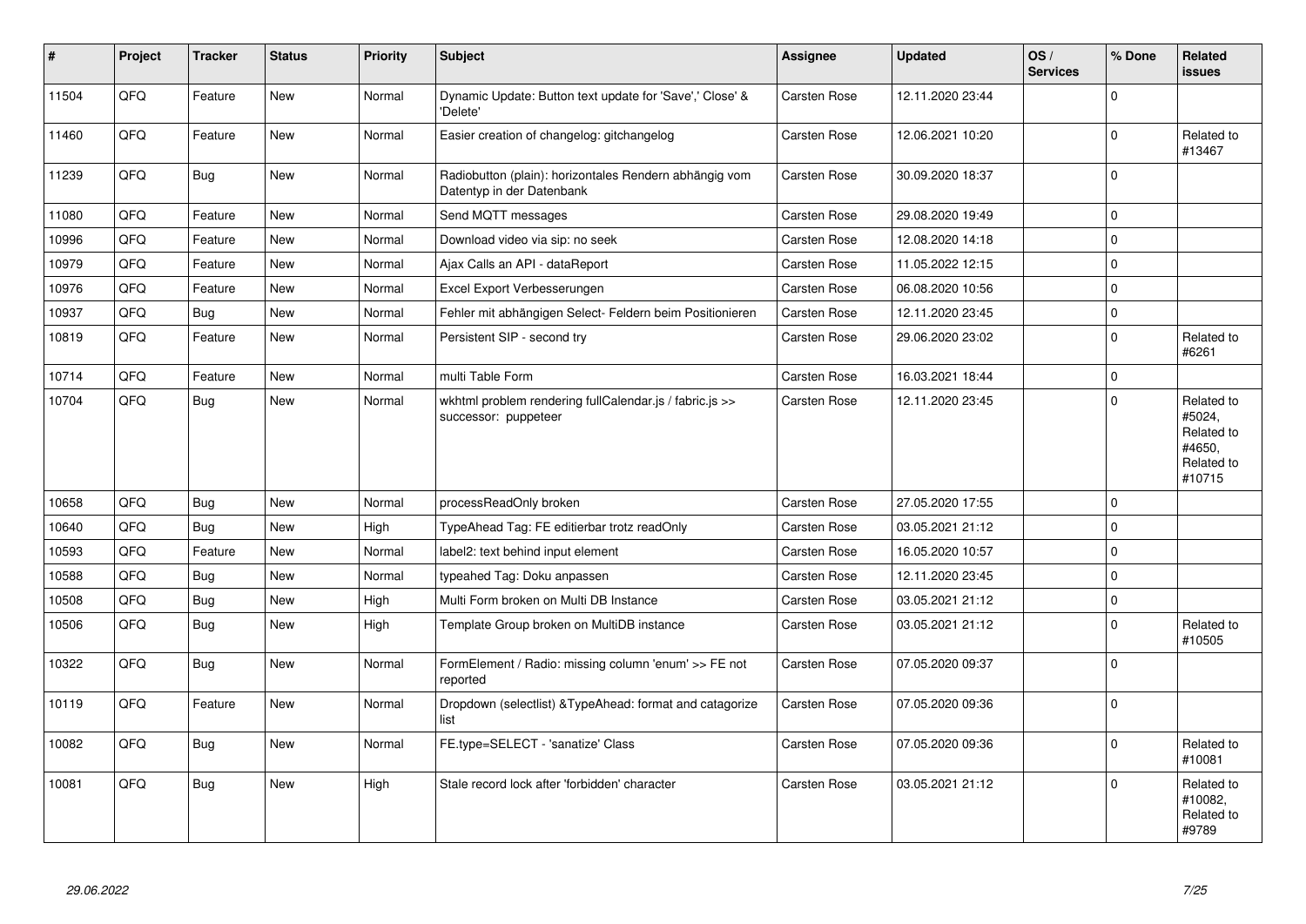| # | Project | Tracker | Status | Priority | Subject | Assignee | Updated | OS / Services | % Done | Related issues |
|---|---|---|---|---|---|---|---|---|---|---|
| 11504 | QFQ | Feature | New | Normal | Dynamic Update: Button text update for 'Save',' Close' & 'Delete' | Carsten Rose | 12.11.2020 23:44 | | 0 | |
| 11460 | QFQ | Feature | New | Normal | Easier creation of changelog: gitchangelog | Carsten Rose | 12.06.2021 10:20 | | 0 | Related to #13467 |
| 11239 | QFQ | Bug | New | Normal | Radiobutton (plain): horizontales Rendern abhängig vom Datentyp in der Datenbank | Carsten Rose | 30.09.2020 18:37 | | 0 | |
| 11080 | QFQ | Feature | New | Normal | Send MQTT messages | Carsten Rose | 29.08.2020 19:49 | | 0 | |
| 10996 | QFQ | Feature | New | Normal | Download video via sip: no seek | Carsten Rose | 12.08.2020 14:18 | | 0 | |
| 10979 | QFQ | Feature | New | Normal | Ajax Calls an API - dataReport | Carsten Rose | 11.05.2022 12:15 | | 0 | |
| 10976 | QFQ | Feature | New | Normal | Excel Export Verbesserungen | Carsten Rose | 06.08.2020 10:56 | | 0 | |
| 10937 | QFQ | Bug | New | Normal | Fehler mit abhängigen Select- Feldern beim Positionieren | Carsten Rose | 12.11.2020 23:45 | | 0 | |
| 10819 | QFQ | Feature | New | Normal | Persistent SIP - second try | Carsten Rose | 29.06.2020 23:02 | | 0 | Related to #6261 |
| 10714 | QFQ | Feature | New | Normal | multi Table Form | Carsten Rose | 16.03.2021 18:44 | | 0 | |
| 10704 | QFQ | Bug | New | Normal | wkhtml problem rendering fullCalendar.js / fabric.js >> successor: puppeteer | Carsten Rose | 12.11.2020 23:45 | | 0 | Related to #5024, Related to #4650, Related to #10715 |
| 10658 | QFQ | Bug | New | Normal | processReadOnly broken | Carsten Rose | 27.05.2020 17:55 | | 0 | |
| 10640 | QFQ | Bug | New | High | TypeAhead Tag: FE editierbar trotz readOnly | Carsten Rose | 03.05.2021 21:12 | | 0 | |
| 10593 | QFQ | Feature | New | Normal | label2: text behind input element | Carsten Rose | 16.05.2020 10:57 | | 0 | |
| 10588 | QFQ | Bug | New | Normal | typeahed Tag: Doku anpassen | Carsten Rose | 12.11.2020 23:45 | | 0 | |
| 10508 | QFQ | Bug | New | High | Multi Form broken on Multi DB Instance | Carsten Rose | 03.05.2021 21:12 | | 0 | |
| 10506 | QFQ | Bug | New | High | Template Group broken on MultiDB instance | Carsten Rose | 03.05.2021 21:12 | | 0 | Related to #10505 |
| 10322 | QFQ | Bug | New | Normal | FormElement / Radio: missing column 'enum' >> FE not reported | Carsten Rose | 07.05.2020 09:37 | | 0 | |
| 10119 | QFQ | Feature | New | Normal | Dropdown (selectlist) &TypeAhead: format and catagorize list | Carsten Rose | 07.05.2020 09:36 | | 0 | |
| 10082 | QFQ | Bug | New | Normal | FE.type=SELECT - 'sanatize' Class | Carsten Rose | 07.05.2020 09:36 | | 0 | Related to #10081 |
| 10081 | QFQ | Bug | New | High | Stale record lock after 'forbidden' character | Carsten Rose | 03.05.2021 21:12 | | 0 | Related to #10082, Related to #9789 |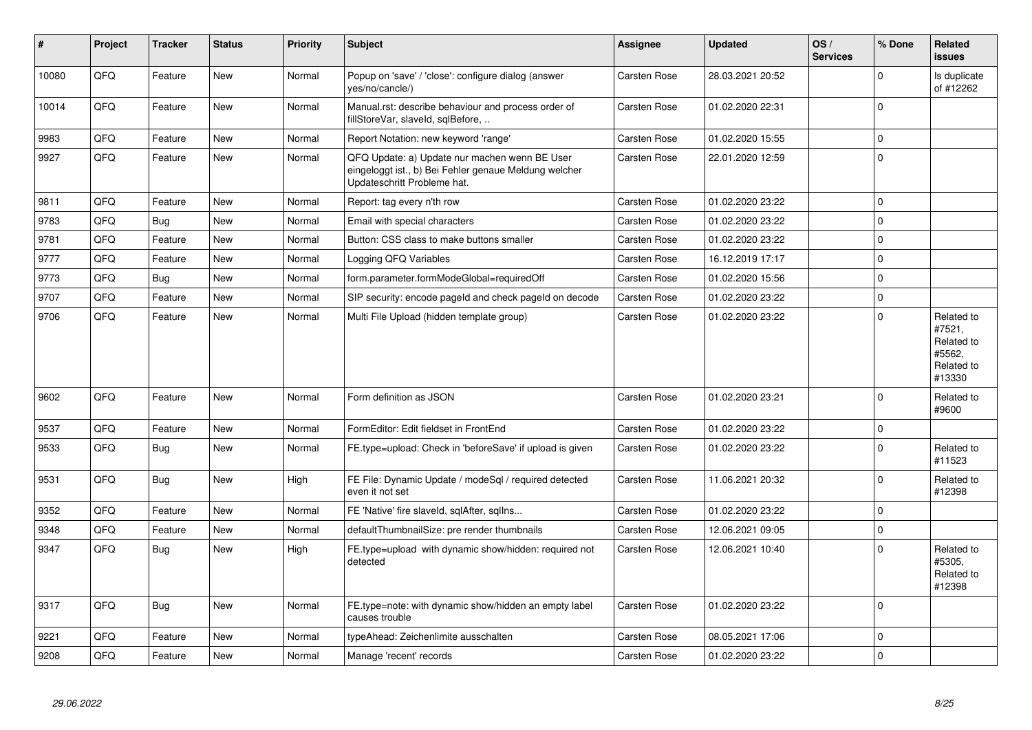| # | Project | Tracker | Status | Priority | Subject | Assignee | Updated | OS / Services | % Done | Related issues |
|---|---|---|---|---|---|---|---|---|---|---|
| 10080 | QFQ | Feature | New | Normal | Popup on 'save' / 'close': configure dialog (answer yes/no/cancle/) | Carsten Rose | 28.03.2021 20:52 | | 0 | Is duplicate of #12262 |
| 10014 | QFQ | Feature | New | Normal | Manual.rst: describe behaviour and process order of fillStoreVar, slaveId, sqlBefore, .. | Carsten Rose | 01.02.2020 22:31 | | 0 | |
| 9983 | QFQ | Feature | New | Normal | Report Notation: new keyword 'range' | Carsten Rose | 01.02.2020 15:55 | | 0 | |
| 9927 | QFQ | Feature | New | Normal | QFQ Update: a) Update nur machen wenn BE User eingeloggt ist., b) Bei Fehler genaue Meldung welcher Updateschritt Probleme hat. | Carsten Rose | 22.01.2020 12:59 | | 0 | |
| 9811 | QFQ | Feature | New | Normal | Report: tag every n'th row | Carsten Rose | 01.02.2020 23:22 | | 0 | |
| 9783 | QFQ | Bug | New | Normal | Email with special characters | Carsten Rose | 01.02.2020 23:22 | | 0 | |
| 9781 | QFQ | Feature | New | Normal | Button: CSS class to make buttons smaller | Carsten Rose | 01.02.2020 23:22 | | 0 | |
| 9777 | QFQ | Feature | New | Normal | Logging QFQ Variables | Carsten Rose | 16.12.2019 17:17 | | 0 | |
| 9773 | QFQ | Bug | New | Normal | form.parameter.formModeGlobal=requiredOff | Carsten Rose | 01.02.2020 15:56 | | 0 | |
| 9707 | QFQ | Feature | New | Normal | SIP security: encode pageId and check pageId on decode | Carsten Rose | 01.02.2020 23:22 | | 0 | |
| 9706 | QFQ | Feature | New | Normal | Multi File Upload (hidden template group) | Carsten Rose | 01.02.2020 23:22 | | 0 | Related to #7521, Related to #5562, Related to #13330 |
| 9602 | QFQ | Feature | New | Normal | Form definition as JSON | Carsten Rose | 01.02.2020 23:21 | | 0 | Related to #9600 |
| 9537 | QFQ | Feature | New | Normal | FormEditor: Edit fieldset in FrontEnd | Carsten Rose | 01.02.2020 23:22 | | 0 | |
| 9533 | QFQ | Bug | New | Normal | FE.type=upload: Check in 'beforeSave' if upload is given | Carsten Rose | 01.02.2020 23:22 | | 0 | Related to #11523 |
| 9531 | QFQ | Bug | New | High | FE File: Dynamic Update / modeSql / required detected even it not set | Carsten Rose | 11.06.2021 20:32 | | 0 | Related to #12398 |
| 9352 | QFQ | Feature | New | Normal | FE 'Native' fire slaveId, sqlAfter, sqlIns... | Carsten Rose | 01.02.2020 23:22 | | 0 | |
| 9348 | QFQ | Feature | New | Normal | defaultThumbnailSize: pre render thumbnails | Carsten Rose | 12.06.2021 09:05 | | 0 | |
| 9347 | QFQ | Bug | New | High | FE.type=upload with dynamic show/hidden: required not detected | Carsten Rose | 12.06.2021 10:40 | | 0 | Related to #5305, Related to #12398 |
| 9317 | QFQ | Bug | New | Normal | FE.type=note: with dynamic show/hidden an empty label causes trouble | Carsten Rose | 01.02.2020 23:22 | | 0 | |
| 9221 | QFQ | Feature | New | Normal | typeAhead: Zeichenlimite ausschalten | Carsten Rose | 08.05.2021 17:06 | | 0 | |
| 9208 | QFQ | Feature | New | Normal | Manage 'recent' records | Carsten Rose | 01.02.2020 23:22 | | 0 | |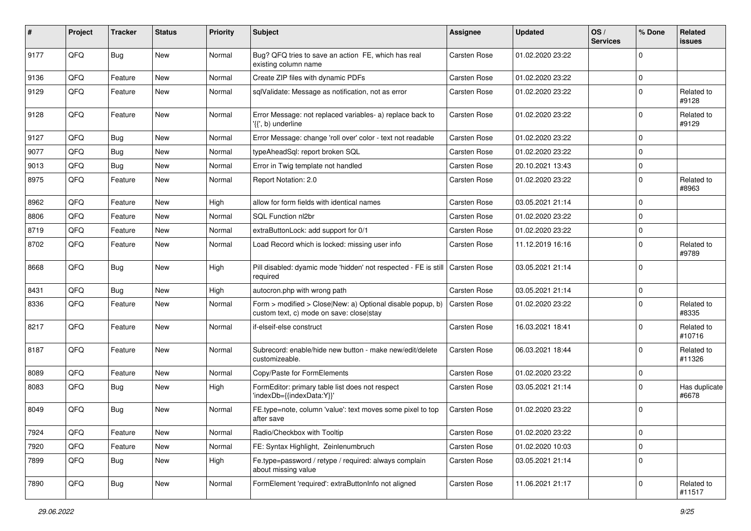| # | Project | Tracker | Status | Priority | Subject | Assignee | Updated | OS / Services | % Done | Related issues |
|---|---|---|---|---|---|---|---|---|---|---|
| 9177 | QFQ | Bug | New | Normal | Bug? QFQ tries to save an action FE, which has real existing column name | Carsten Rose | 01.02.2020 23:22 | | 0 | |
| 9136 | QFQ | Feature | New | Normal | Create ZIP files with dynamic PDFs | Carsten Rose | 01.02.2020 23:22 | | 0 | |
| 9129 | QFQ | Feature | New | Normal | sqlValidate: Message as notification, not as error | Carsten Rose | 01.02.2020 23:22 | | 0 | Related to #9128 |
| 9128 | QFQ | Feature | New | Normal | Error Message: not replaced variables- a) replace back to '{{', b) underline | Carsten Rose | 01.02.2020 23:22 | | 0 | Related to #9129 |
| 9127 | QFQ | Bug | New | Normal | Error Message: change 'roll over' color - text not readable | Carsten Rose | 01.02.2020 23:22 | | 0 | |
| 9077 | QFQ | Bug | New | Normal | typeAheadSql: report broken SQL | Carsten Rose | 01.02.2020 23:22 | | 0 | |
| 9013 | QFQ | Bug | New | Normal | Error in Twig template not handled | Carsten Rose | 20.10.2021 13:43 | | 0 | |
| 8975 | QFQ | Feature | New | Normal | Report Notation: 2.0 | Carsten Rose | 01.02.2020 23:22 | | 0 | Related to #8963 |
| 8962 | QFQ | Feature | New | High | allow for form fields with identical names | Carsten Rose | 03.05.2021 21:14 | | 0 | |
| 8806 | QFQ | Feature | New | Normal | SQL Function nl2br | Carsten Rose | 01.02.2020 23:22 | | 0 | |
| 8719 | QFQ | Feature | New | Normal | extraButtonLock: add support for 0/1 | Carsten Rose | 01.02.2020 23:22 | | 0 | |
| 8702 | QFQ | Feature | New | Normal | Load Record which is locked: missing user info | Carsten Rose | 11.12.2019 16:16 | | 0 | Related to #9789 |
| 8668 | QFQ | Bug | New | High | Pill disabled: dyamic mode 'hidden' not respected - FE is still required | Carsten Rose | 03.05.2021 21:14 | | 0 | |
| 8431 | QFQ | Bug | New | High | autocron.php with wrong path | Carsten Rose | 03.05.2021 21:14 | | 0 | |
| 8336 | QFQ | Feature | New | Normal | Form > modified > Close\|New: a) Optional disable popup, b) custom text, c) mode on save: close\|stay | Carsten Rose | 01.02.2020 23:22 | | 0 | Related to #8335 |
| 8217 | QFQ | Feature | New | Normal | if-elseif-else construct | Carsten Rose | 16.03.2021 18:41 | | 0 | Related to #10716 |
| 8187 | QFQ | Feature | New | Normal | Subrecord: enable/hide new button - make new/edit/delete customizeable. | Carsten Rose | 06.03.2021 18:44 | | 0 | Related to #11326 |
| 8089 | QFQ | Feature | New | Normal | Copy/Paste for FormElements | Carsten Rose | 01.02.2020 23:22 | | 0 | |
| 8083 | QFQ | Bug | New | High | FormEditor: primary table list does not respect 'indexDb={{indexData:Y}}' | Carsten Rose | 03.05.2021 21:14 | | 0 | Has duplicate #6678 |
| 8049 | QFQ | Bug | New | Normal | FE.type=note, column 'value': text moves some pixel to top after save | Carsten Rose | 01.02.2020 23:22 | | 0 | |
| 7924 | QFQ | Feature | New | Normal | Radio/Checkbox with Tooltip | Carsten Rose | 01.02.2020 23:22 | | 0 | |
| 7920 | QFQ | Feature | New | Normal | FE: Syntax Highlight, Zeinlenumbruch | Carsten Rose | 01.02.2020 10:03 | | 0 | |
| 7899 | QFQ | Bug | New | High | Fe.type=password / retype / required: always complain about missing value | Carsten Rose | 03.05.2021 21:14 | | 0 | |
| 7890 | QFQ | Bug | New | Normal | FormElement 'required': extraButtonInfo not aligned | Carsten Rose | 11.06.2021 21:17 | | 0 | Related to #11517 |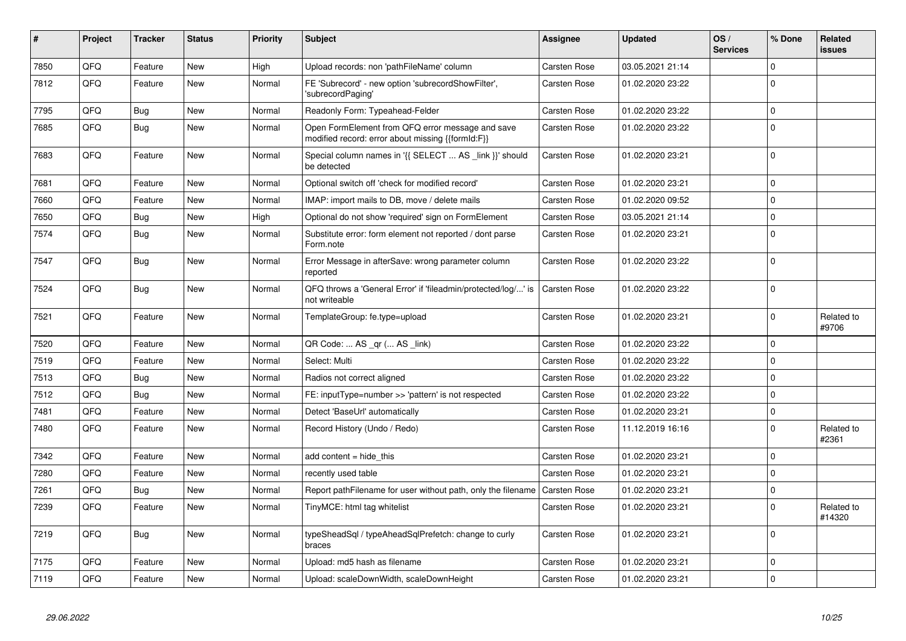| # | Project | Tracker | Status | Priority | Subject | Assignee | Updated | OS / Services | % Done | Related issues |
|---|---|---|---|---|---|---|---|---|---|---|
| 7850 | QFQ | Feature | New | High | Upload records: non 'pathFileName' column | Carsten Rose | 03.05.2021 21:14 | | 0 | |
| 7812 | QFQ | Feature | New | Normal | FE 'Subrecord' - new option 'subrecordShowFilter', 'subrecordPaging' | Carsten Rose | 01.02.2020 23:22 | | 0 | |
| 7795 | QFQ | Bug | New | Normal | Readonly Form: Typeahead-Felder | Carsten Rose | 01.02.2020 23:22 | | 0 | |
| 7685 | QFQ | Bug | New | Normal | Open FormElement from QFQ error message and save modified record: error about missing {{formId:F}} | Carsten Rose | 01.02.2020 23:22 | | 0 | |
| 7683 | QFQ | Feature | New | Normal | Special column names in '{{ SELECT ... AS _link }}' should be detected | Carsten Rose | 01.02.2020 23:21 | | 0 | |
| 7681 | QFQ | Feature | New | Normal | Optional switch off 'check for modified record' | Carsten Rose | 01.02.2020 23:21 | | 0 | |
| 7660 | QFQ | Feature | New | Normal | IMAP: import mails to DB, move / delete mails | Carsten Rose | 01.02.2020 09:52 | | 0 | |
| 7650 | QFQ | Bug | New | High | Optional do not show 'required' sign on FormElement | Carsten Rose | 03.05.2021 21:14 | | 0 | |
| 7574 | QFQ | Bug | New | Normal | Substitute error: form element not reported / dont parse Form.note | Carsten Rose | 01.02.2020 23:21 | | 0 | |
| 7547 | QFQ | Bug | New | Normal | Error Message in afterSave: wrong parameter column reported | Carsten Rose | 01.02.2020 23:22 | | 0 | |
| 7524 | QFQ | Bug | New | Normal | QFQ throws a 'General Error' if 'fileadmin/protected/log/...' is not writeable | Carsten Rose | 01.02.2020 23:22 | | 0 | |
| 7521 | QFQ | Feature | New | Normal | TemplateGroup: fe.type=upload | Carsten Rose | 01.02.2020 23:21 | | 0 | Related to #9706 |
| 7520 | QFQ | Feature | New | Normal | QR Code: ... AS _qr (... AS _link) | Carsten Rose | 01.02.2020 23:22 | | 0 | |
| 7519 | QFQ | Feature | New | Normal | Select: Multi | Carsten Rose | 01.02.2020 23:22 | | 0 | |
| 7513 | QFQ | Bug | New | Normal | Radios not correct aligned | Carsten Rose | 01.02.2020 23:22 | | 0 | |
| 7512 | QFQ | Bug | New | Normal | FE: inputType=number >> 'pattern' is not respected | Carsten Rose | 01.02.2020 23:22 | | 0 | |
| 7481 | QFQ | Feature | New | Normal | Detect 'BaseUrl' automatically | Carsten Rose | 01.02.2020 23:21 | | 0 | |
| 7480 | QFQ | Feature | New | Normal | Record History (Undo / Redo) | Carsten Rose | 11.12.2019 16:16 | | 0 | Related to #2361 |
| 7342 | QFQ | Feature | New | Normal | add content = hide_this | Carsten Rose | 01.02.2020 23:21 | | 0 | |
| 7280 | QFQ | Feature | New | Normal | recently used table | Carsten Rose | 01.02.2020 23:21 | | 0 | |
| 7261 | QFQ | Bug | New | Normal | Report pathFilename for user without path, only the filename | Carsten Rose | 01.02.2020 23:21 | | 0 | |
| 7239 | QFQ | Feature | New | Normal | TinyMCE: html tag whitelist | Carsten Rose | 01.02.2020 23:21 | | 0 | Related to #14320 |
| 7219 | QFQ | Bug | New | Normal | typeSheadSql / typeAheadSqlPrefetch: change to curly braces | Carsten Rose | 01.02.2020 23:21 | | 0 | |
| 7175 | QFQ | Feature | New | Normal | Upload: md5 hash as filename | Carsten Rose | 01.02.2020 23:21 | | 0 | |
| 7119 | QFQ | Feature | New | Normal | Upload: scaleDownWidth, scaleDownHeight | Carsten Rose | 01.02.2020 23:21 | | 0 | |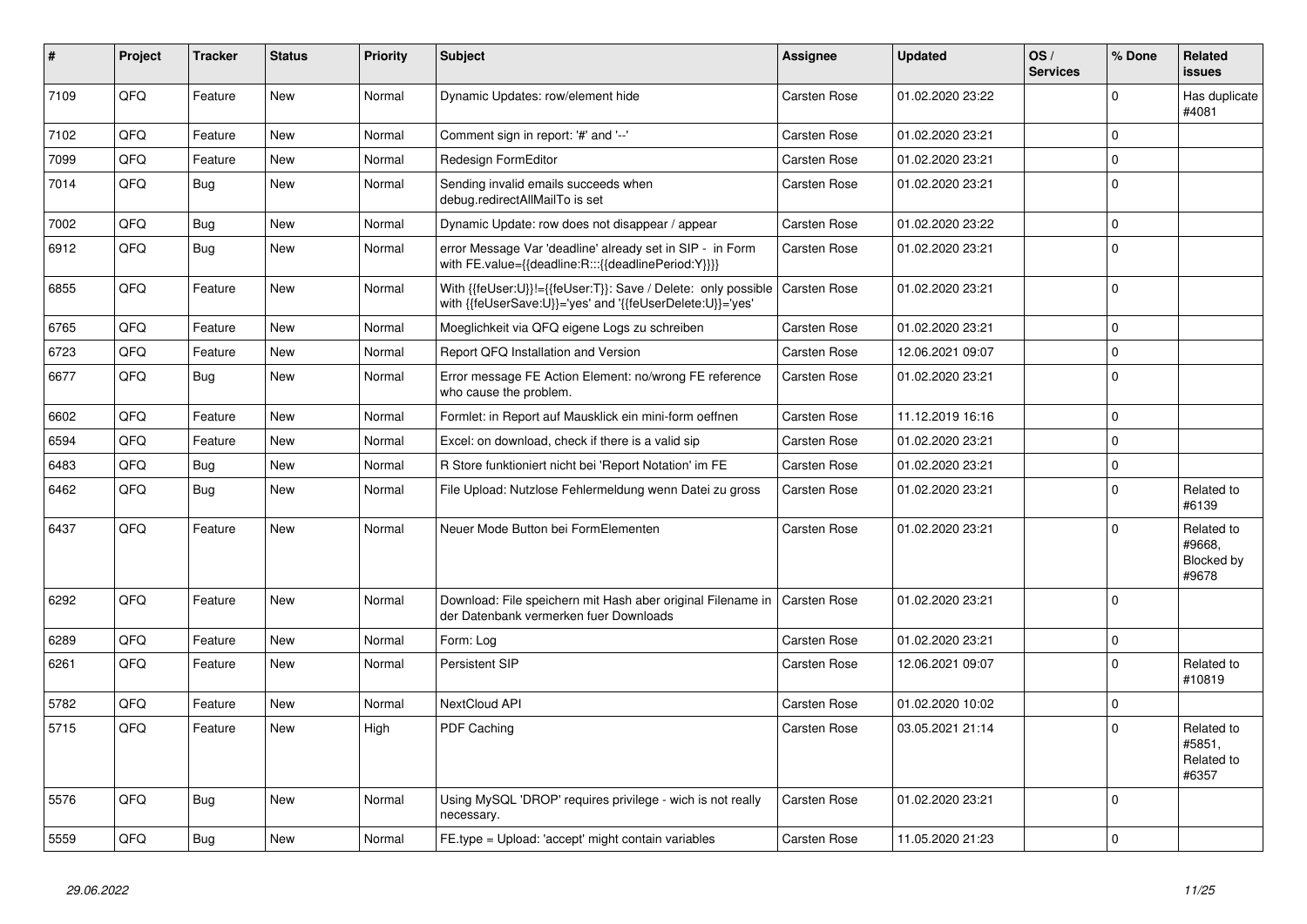| # | Project | Tracker | Status | Priority | Subject | Assignee | Updated | OS / Services | % Done | Related issues |
|---|---|---|---|---|---|---|---|---|---|---|
| 7109 | QFQ | Feature | New | Normal | Dynamic Updates: row/element hide | Carsten Rose | 01.02.2020 23:22 | | 0 | Has duplicate #4081 |
| 7102 | QFQ | Feature | New | Normal | Comment sign in report: '#' and '--' | Carsten Rose | 01.02.2020 23:21 | | 0 | |
| 7099 | QFQ | Feature | New | Normal | Redesign FormEditor | Carsten Rose | 01.02.2020 23:21 | | 0 | |
| 7014 | QFQ | Bug | New | Normal | Sending invalid emails succeeds when debug.redirectAllMailTo is set | Carsten Rose | 01.02.2020 23:21 | | 0 | |
| 7002 | QFQ | Bug | New | Normal | Dynamic Update: row does not disappear / appear | Carsten Rose | 01.02.2020 23:22 | | 0 | |
| 6912 | QFQ | Bug | New | Normal | error Message Var 'deadline' already set in SIP - in Form with FE.value={{deadline:R:::{{deadlinePeriod:Y}}}} | Carsten Rose | 01.02.2020 23:21 | | 0 | |
| 6855 | QFQ | Feature | New | Normal | With {{feUser:U}}!={{feUser:T}}: Save / Delete: only possible with {{feUserSave:U}}='yes' and '{{feUserDelete:U}}='yes' | Carsten Rose | 01.02.2020 23:21 | | 0 | |
| 6765 | QFQ | Feature | New | Normal | Moeglichkeit via QFQ eigene Logs zu schreiben | Carsten Rose | 01.02.2020 23:21 | | 0 | |
| 6723 | QFQ | Feature | New | Normal | Report QFQ Installation and Version | Carsten Rose | 12.06.2021 09:07 | | 0 | |
| 6677 | QFQ | Bug | New | Normal | Error message FE Action Element: no/wrong FE reference who cause the problem. | Carsten Rose | 01.02.2020 23:21 | | 0 | |
| 6602 | QFQ | Feature | New | Normal | Formlet: in Report auf Mausklick ein mini-form oeffnen | Carsten Rose | 11.12.2019 16:16 | | 0 | |
| 6594 | QFQ | Feature | New | Normal | Excel: on download, check if there is a valid sip | Carsten Rose | 01.02.2020 23:21 | | 0 | |
| 6483 | QFQ | Bug | New | Normal | R Store funktioniert nicht bei 'Report Notation' im FE | Carsten Rose | 01.02.2020 23:21 | | 0 | |
| 6462 | QFQ | Bug | New | Normal | File Upload: Nutzlose Fehlermeldung wenn Datei zu gross | Carsten Rose | 01.02.2020 23:21 | | 0 | Related to #6139 |
| 6437 | QFQ | Feature | New | Normal | Neuer Mode Button bei FormElementen | Carsten Rose | 01.02.2020 23:21 | | 0 | Related to #9668, Blocked by #9678 |
| 6292 | QFQ | Feature | New | Normal | Download: File speichern mit Hash aber original Filename in der Datenbank vermerken fuer Downloads | Carsten Rose | 01.02.2020 23:21 | | 0 | |
| 6289 | QFQ | Feature | New | Normal | Form: Log | Carsten Rose | 01.02.2020 23:21 | | 0 | |
| 6261 | QFQ | Feature | New | Normal | Persistent SIP | Carsten Rose | 12.06.2021 09:07 | | 0 | Related to #10819 |
| 5782 | QFQ | Feature | New | Normal | NextCloud API | Carsten Rose | 01.02.2020 10:02 | | 0 | |
| 5715 | QFQ | Feature | New | High | PDF Caching | Carsten Rose | 03.05.2021 21:14 | | 0 | Related to #5851, Related to #6357 |
| 5576 | QFQ | Bug | New | Normal | Using MySQL 'DROP' requires privilege - wich is not really necessary. | Carsten Rose | 01.02.2020 23:21 | | 0 | |
| 5559 | QFQ | Bug | New | Normal | FE.type = Upload: 'accept' might contain variables | Carsten Rose | 11.05.2020 21:23 | | 0 | |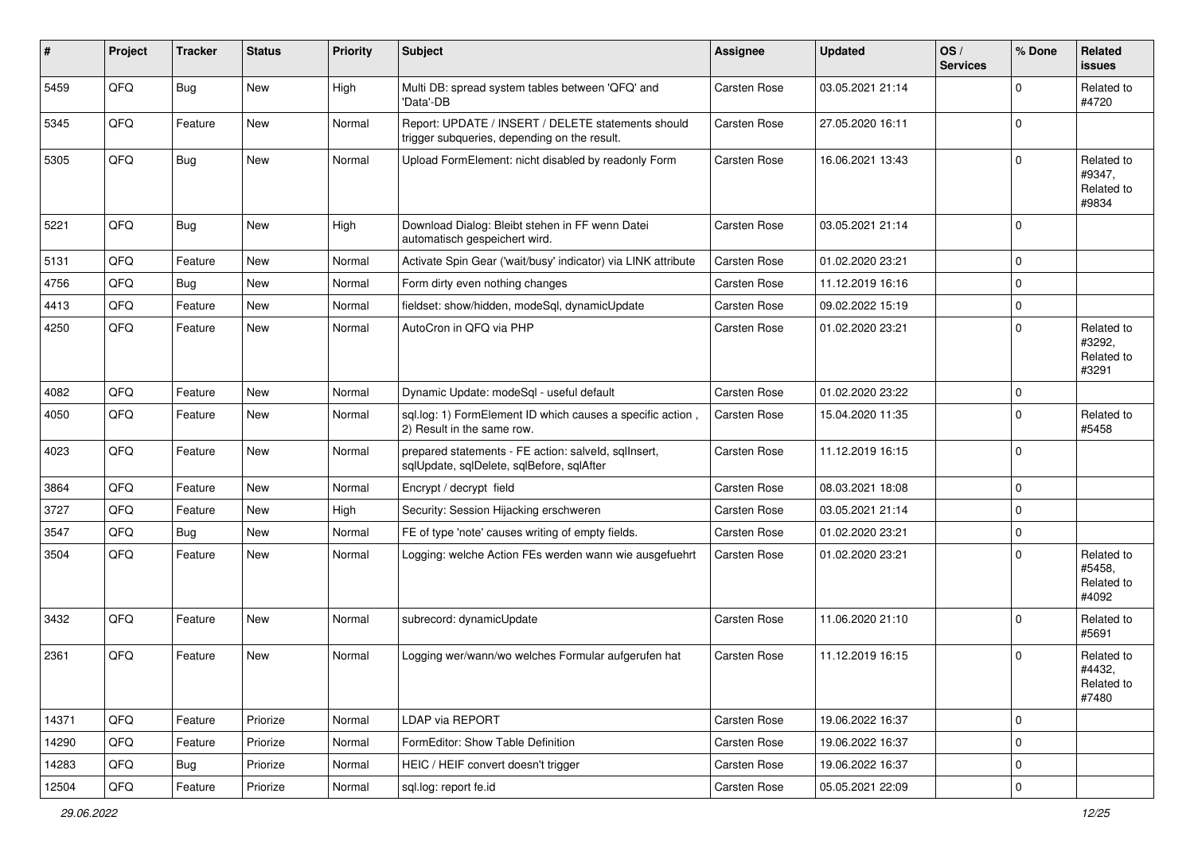| # | Project | Tracker | Status | Priority | Subject | Assignee | Updated | OS / Services | % Done | Related issues |
|---|---|---|---|---|---|---|---|---|---|---|
| 5459 | QFQ | Bug | New | High | Multi DB: spread system tables between 'QFQ' and 'Data'-DB | Carsten Rose | 03.05.2021 21:14 | | 0 | Related to #4720 |
| 5345 | QFQ | Feature | New | Normal | Report: UPDATE / INSERT / DELETE statements should trigger subqueries, depending on the result. | Carsten Rose | 27.05.2020 16:11 | | 0 | |
| 5305 | QFQ | Bug | New | Normal | Upload FormElement: nicht disabled by readonly Form | Carsten Rose | 16.06.2021 13:43 | | 0 | Related to #9347, Related to #9834 |
| 5221 | QFQ | Bug | New | High | Download Dialog: Bleibt stehen in FF wenn Datei automatisch gespeichert wird. | Carsten Rose | 03.05.2021 21:14 | | 0 | |
| 5131 | QFQ | Feature | New | Normal | Activate Spin Gear ('wait/busy' indicator) via LINK attribute | Carsten Rose | 01.02.2020 23:21 | | 0 | |
| 4756 | QFQ | Bug | New | Normal | Form dirty even nothing changes | Carsten Rose | 11.12.2019 16:16 | | 0 | |
| 4413 | QFQ | Feature | New | Normal | fieldset: show/hidden, modeSql, dynamicUpdate | Carsten Rose | 09.02.2022 15:19 | | 0 | |
| 4250 | QFQ | Feature | New | Normal | AutoCron in QFQ via PHP | Carsten Rose | 01.02.2020 23:21 | | 0 | Related to #3292, Related to #3291 |
| 4082 | QFQ | Feature | New | Normal | Dynamic Update: modeSql - useful default | Carsten Rose | 01.02.2020 23:22 | | 0 | |
| 4050 | QFQ | Feature | New | Normal | sql.log: 1) FormElement ID which causes a specific action , 2) Result in the same row. | Carsten Rose | 15.04.2020 11:35 | | 0 | Related to #5458 |
| 4023 | QFQ | Feature | New | Normal | prepared statements - FE action: salveld, sqlInsert, sqlUpdate, sqlDelete, sqlBefore, sqlAfter | Carsten Rose | 11.12.2019 16:15 | | 0 | |
| 3864 | QFQ | Feature | New | Normal | Encrypt / decrypt field | Carsten Rose | 08.03.2021 18:08 | | 0 | |
| 3727 | QFQ | Feature | New | High | Security: Session Hijacking erschweren | Carsten Rose | 03.05.2021 21:14 | | 0 | |
| 3547 | QFQ | Bug | New | Normal | FE of type 'note' causes writing of empty fields. | Carsten Rose | 01.02.2020 23:21 | | 0 | |
| 3504 | QFQ | Feature | New | Normal | Logging: welche Action FEs werden wann wie ausgefuehrt | Carsten Rose | 01.02.2020 23:21 | | 0 | Related to #5458, Related to #4092 |
| 3432 | QFQ | Feature | New | Normal | subrecord: dynamicUpdate | Carsten Rose | 11.06.2020 21:10 | | 0 | Related to #5691 |
| 2361 | QFQ | Feature | New | Normal | Logging wer/wann/wo welches Formular aufgerufen hat | Carsten Rose | 11.12.2019 16:15 | | 0 | Related to #4432, Related to #7480 |
| 14371 | QFQ | Feature | Priorize | Normal | LDAP via REPORT | Carsten Rose | 19.06.2022 16:37 | | 0 | |
| 14290 | QFQ | Feature | Priorize | Normal | FormEditor: Show Table Definition | Carsten Rose | 19.06.2022 16:37 | | 0 | |
| 14283 | QFQ | Bug | Priorize | Normal | HEIC / HEIF convert doesn't trigger | Carsten Rose | 19.06.2022 16:37 | | 0 | |
| 12504 | QFQ | Feature | Priorize | Normal | sql.log: report fe.id | Carsten Rose | 05.05.2021 22:09 | | 0 | |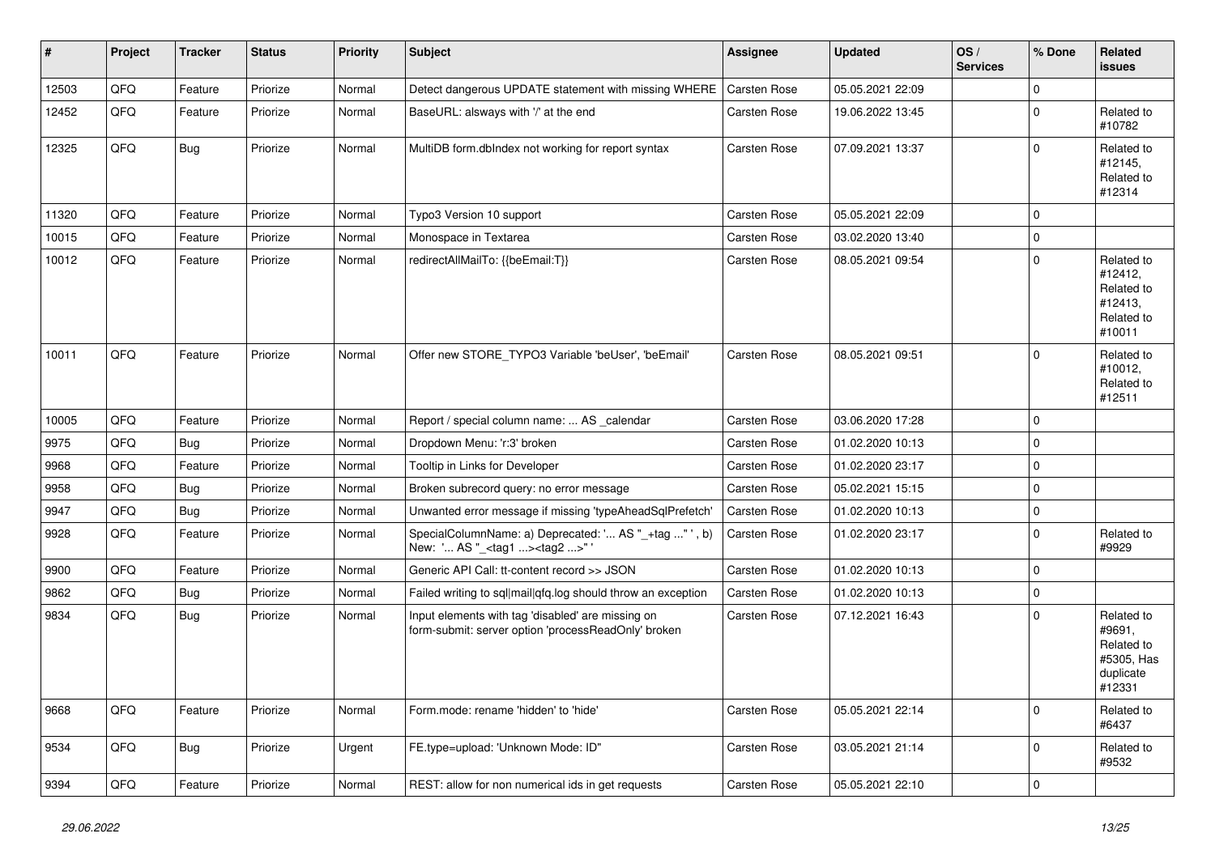| # | Project | Tracker | Status | Priority | Subject | Assignee | Updated | OS / Services | % Done | Related issues |
|---|---|---|---|---|---|---|---|---|---|---|
| 12503 | QFQ | Feature | Priorize | Normal | Detect dangerous UPDATE statement with missing WHERE | Carsten Rose | 05.05.2021 22:09 | | 0 | |
| 12452 | QFQ | Feature | Priorize | Normal | BaseURL: alsways with '/' at the end | Carsten Rose | 19.06.2022 13:45 | | 0 | Related to #10782 |
| 12325 | QFQ | Bug | Priorize | Normal | MultiDB form.dbIndex not working for report syntax | Carsten Rose | 07.09.2021 13:37 | | 0 | Related to #12145, Related to #12314 |
| 11320 | QFQ | Feature | Priorize | Normal | Typo3 Version 10 support | Carsten Rose | 05.05.2021 22:09 | | 0 | |
| 10015 | QFQ | Feature | Priorize | Normal | Monospace in Textarea | Carsten Rose | 03.02.2020 13:40 | | 0 | |
| 10012 | QFQ | Feature | Priorize | Normal | redirectAllMailTo: {{beEmail:T}} | Carsten Rose | 08.05.2021 09:54 | | 0 | Related to #12412, Related to #12413, Related to #10011 |
| 10011 | QFQ | Feature | Priorize | Normal | Offer new STORE_TYPO3 Variable 'beUser', 'beEmail' | Carsten Rose | 08.05.2021 09:51 | | 0 | Related to #10012, Related to #12511 |
| 10005 | QFQ | Feature | Priorize | Normal | Report / special column name: ... AS _calendar | Carsten Rose | 03.06.2020 17:28 | | 0 | |
| 9975 | QFQ | Bug | Priorize | Normal | Dropdown Menu: 'r:3' broken | Carsten Rose | 01.02.2020 10:13 | | 0 | |
| 9968 | QFQ | Feature | Priorize | Normal | Tooltip in Links for Developer | Carsten Rose | 01.02.2020 23:17 | | 0 | |
| 9958 | QFQ | Bug | Priorize | Normal | Broken subrecord query: no error message | Carsten Rose | 05.02.2021 15:15 | | 0 | |
| 9947 | QFQ | Bug | Priorize | Normal | Unwanted error message if missing 'typeAheadSqlPrefetch' | Carsten Rose | 01.02.2020 10:13 | | 0 | |
| 9928 | QFQ | Feature | Priorize | Normal | SpecialColumnName: a) Deprecated: '... AS "_+tag ..." ', b) New: '... AS "_<tag1 ...><tag2 ...>" ' | Carsten Rose | 01.02.2020 23:17 | | 0 | Related to #9929 |
| 9900 | QFQ | Feature | Priorize | Normal | Generic API Call: tt-content record >> JSON | Carsten Rose | 01.02.2020 10:13 | | 0 | |
| 9862 | QFQ | Bug | Priorize | Normal | Failed writing to sql\|mail\|qfq.log should throw an exception | Carsten Rose | 01.02.2020 10:13 | | 0 | |
| 9834 | QFQ | Bug | Priorize | Normal | Input elements with tag 'disabled' are missing on form-submit: server option 'processReadOnly' broken | Carsten Rose | 07.12.2021 16:43 | | 0 | Related to #9691, Related to #5305, Has duplicate #12331 |
| 9668 | QFQ | Feature | Priorize | Normal | Form.mode: rename 'hidden' to 'hide' | Carsten Rose | 05.05.2021 22:14 | | 0 | Related to #6437 |
| 9534 | QFQ | Bug | Priorize | Urgent | FE.type=upload: 'Unknown Mode: ID" | Carsten Rose | 03.05.2021 21:14 | | 0 | Related to #9532 |
| 9394 | QFQ | Feature | Priorize | Normal | REST: allow for non numerical ids in get requests | Carsten Rose | 05.05.2021 22:10 | | 0 | |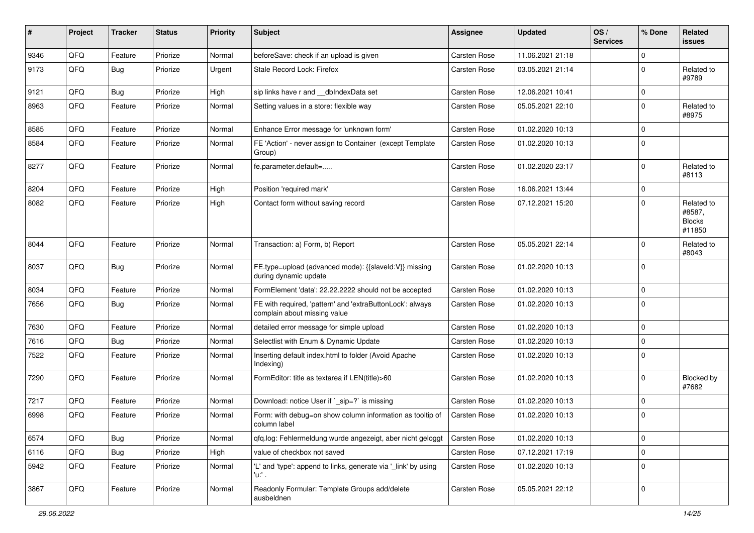| # | Project | Tracker | Status | Priority | Subject | Assignee | Updated | OS / Services | % Done | Related issues |
|---|---|---|---|---|---|---|---|---|---|---|
| 9346 | QFQ | Feature | Priorize | Normal | beforeSave: check if an upload is given | Carsten Rose | 11.06.2021 21:18 | | 0 | |
| 9173 | QFQ | Bug | Priorize | Urgent | Stale Record Lock: Firefox | Carsten Rose | 03.05.2021 21:14 | | 0 | Related to #9789 |
| 9121 | QFQ | Bug | Priorize | High | sip links have r and __dbIndexData set | Carsten Rose | 12.06.2021 10:41 | | 0 | |
| 8963 | QFQ | Feature | Priorize | Normal | Setting values in a store: flexible way | Carsten Rose | 05.05.2021 22:10 | | 0 | Related to #8975 |
| 8585 | QFQ | Feature | Priorize | Normal | Enhance Error message for 'unknown form' | Carsten Rose | 01.02.2020 10:13 | | 0 | |
| 8584 | QFQ | Feature | Priorize | Normal | FE 'Action' - never assign to Container (except Template Group) | Carsten Rose | 01.02.2020 10:13 | | 0 | |
| 8277 | QFQ | Feature | Priorize | Normal | fe.parameter.default=..... | Carsten Rose | 01.02.2020 23:17 | | 0 | Related to #8113 |
| 8204 | QFQ | Feature | Priorize | High | Position 'required mark' | Carsten Rose | 16.06.2021 13:44 | | 0 | |
| 8082 | QFQ | Feature | Priorize | High | Contact form without saving record | Carsten Rose | 07.12.2021 15:20 | | 0 | Related to #8587, Blocks #11850 |
| 8044 | QFQ | Feature | Priorize | Normal | Transaction: a) Form, b) Report | Carsten Rose | 05.05.2021 22:14 | | 0 | Related to #8043 |
| 8037 | QFQ | Bug | Priorize | Normal | FE.type=upload (advanced mode): {{slaveId:V}} missing during dynamic update | Carsten Rose | 01.02.2020 10:13 | | 0 | |
| 8034 | QFQ | Feature | Priorize | Normal | FormElement 'data': 22.22.2222 should not be accepted | Carsten Rose | 01.02.2020 10:13 | | 0 | |
| 7656 | QFQ | Bug | Priorize | Normal | FE with required, 'pattern' and 'extraButtonLock': always complain about missing value | Carsten Rose | 01.02.2020 10:13 | | 0 | |
| 7630 | QFQ | Feature | Priorize | Normal | detailed error message for simple upload | Carsten Rose | 01.02.2020 10:13 | | 0 | |
| 7616 | QFQ | Bug | Priorize | Normal | Selectlist with Enum & Dynamic Update | Carsten Rose | 01.02.2020 10:13 | | 0 | |
| 7522 | QFQ | Feature | Priorize | Normal | Inserting default index.html to folder (Avoid Apache Indexing) | Carsten Rose | 01.02.2020 10:13 | | 0 | |
| 7290 | QFQ | Feature | Priorize | Normal | FormEditor: title as textarea if LEN(title)>60 | Carsten Rose | 01.02.2020 10:13 | | 0 | Blocked by #7682 |
| 7217 | QFQ | Feature | Priorize | Normal | Download: notice User if `_sip=?` is missing | Carsten Rose | 01.02.2020 10:13 | | 0 | |
| 6998 | QFQ | Feature | Priorize | Normal | Form: with debug=on show column information as tooltip of column label | Carsten Rose | 01.02.2020 10:13 | | 0 | |
| 6574 | QFQ | Bug | Priorize | Normal | qfq.log: Fehlermeldung wurde angezeigt, aber nicht geloggt | Carsten Rose | 01.02.2020 10:13 | | 0 | |
| 6116 | QFQ | Bug | Priorize | High | value of checkbox not saved | Carsten Rose | 07.12.2021 17:19 | | 0 | |
| 5942 | QFQ | Feature | Priorize | Normal | 'L' and 'type': append to links, generate via '_link' by using 'u:' . | Carsten Rose | 01.02.2020 10:13 | | 0 | |
| 3867 | QFQ | Feature | Priorize | Normal | Readonly Formular: Template Groups add/delete ausbeldnen | Carsten Rose | 05.05.2021 22:12 | | 0 | |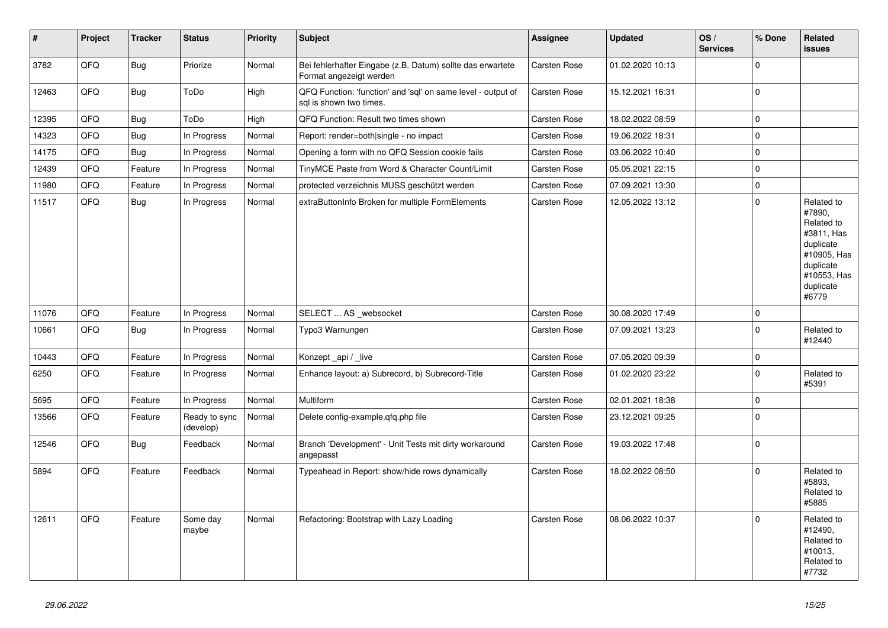| # | Project | Tracker | Status | Priority | Subject | Assignee | Updated | OS / Services | % Done | Related issues |
|---|---|---|---|---|---|---|---|---|---|---|
| 3782 | QFQ | Bug | Priorize | Normal | Bei fehlerhafter Eingabe (z.B. Datum) sollte das erwartete Format angezeigt werden | Carsten Rose | 01.02.2020 10:13 | | 0 | |
| 12463 | QFQ | Bug | ToDo | High | QFQ Function: 'function' and 'sql' on same level - output of sql is shown two times. | Carsten Rose | 15.12.2021 16:31 | | 0 | |
| 12395 | QFQ | Bug | ToDo | High | QFQ Function: Result two times shown | Carsten Rose | 18.02.2022 08:59 | | 0 | |
| 14323 | QFQ | Bug | In Progress | Normal | Report: render=both\|single - no impact | Carsten Rose | 19.06.2022 18:31 | | 0 | |
| 14175 | QFQ | Bug | In Progress | Normal | Opening a form with no QFQ Session cookie fails | Carsten Rose | 03.06.2022 10:40 | | 0 | |
| 12439 | QFQ | Feature | In Progress | Normal | TinyMCE Paste from Word & Character Count/Limit | Carsten Rose | 05.05.2021 22:15 | | 0 | |
| 11980 | QFQ | Feature | In Progress | Normal | protected verzeichnis MUSS geschützt werden | Carsten Rose | 07.09.2021 13:30 | | 0 | |
| 11517 | QFQ | Bug | In Progress | Normal | extraButtonInfo Broken for multiple FormElements | Carsten Rose | 12.05.2022 13:12 | | 0 | Related to #7890, Related to #3811, Has duplicate #10905, Has duplicate #10553, Has duplicate #6779 |
| 11076 | QFQ | Feature | In Progress | Normal | SELECT ... AS _websocket | Carsten Rose | 30.08.2020 17:49 | | 0 | |
| 10661 | QFQ | Bug | In Progress | Normal | Typo3 Warnungen | Carsten Rose | 07.09.2021 13:23 | | 0 | Related to #12440 |
| 10443 | QFQ | Feature | In Progress | Normal | Konzept _api / _live | Carsten Rose | 07.05.2020 09:39 | | 0 | |
| 6250 | QFQ | Feature | In Progress | Normal | Enhance layout: a) Subrecord, b) Subrecord-Title | Carsten Rose | 01.02.2020 23:22 | | 0 | Related to #5391 |
| 5695 | QFQ | Feature | In Progress | Normal | Multiform | Carsten Rose | 02.01.2021 18:38 | | 0 | |
| 13566 | QFQ | Feature | Ready to sync (develop) | Normal | Delete config-example.qfq.php file | Carsten Rose | 23.12.2021 09:25 | | 0 | |
| 12546 | QFQ | Bug | Feedback | Normal | Branch 'Development' - Unit Tests mit dirty workaround angepasst | Carsten Rose | 19.03.2022 17:48 | | 0 | |
| 5894 | QFQ | Feature | Feedback | Normal | Typeahead in Report: show/hide rows dynamically | Carsten Rose | 18.02.2022 08:50 | | 0 | Related to #5893, Related to #5885 |
| 12611 | QFQ | Feature | Some day maybe | Normal | Refactoring: Bootstrap with Lazy Loading | Carsten Rose | 08.06.2022 10:37 | | 0 | Related to #12490, Related to #10013, Related to #7732 |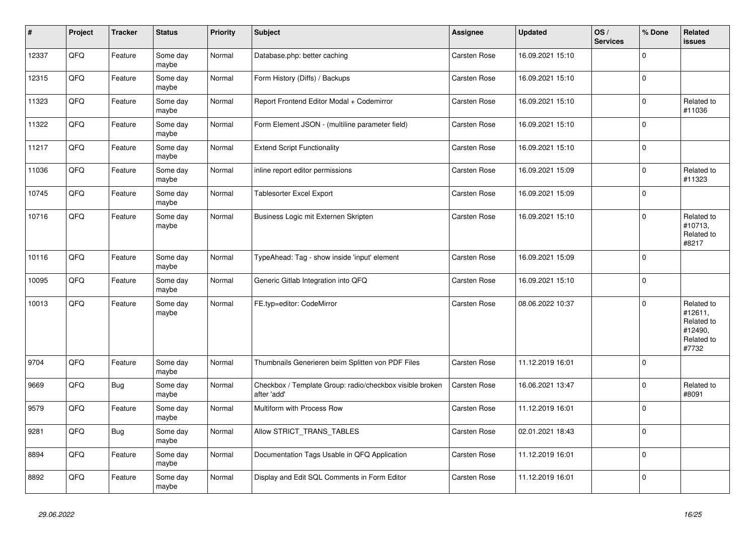| # | Project | Tracker | Status | Priority | Subject | Assignee | Updated | OS / Services | % Done | Related issues |
|---|---|---|---|---|---|---|---|---|---|---|
| 12337 | QFQ | Feature | Some day maybe | Normal | Database.php: better caching | Carsten Rose | 16.09.2021 15:10 | | 0 | |
| 12315 | QFQ | Feature | Some day maybe | Normal | Form History (Diffs) / Backups | Carsten Rose | 16.09.2021 15:10 | | 0 | |
| 11323 | QFQ | Feature | Some day maybe | Normal | Report Frontend Editor Modal + Codemirror | Carsten Rose | 16.09.2021 15:10 | | 0 | Related to #11036 |
| 11322 | QFQ | Feature | Some day maybe | Normal | Form Element JSON - (multiline parameter field) | Carsten Rose | 16.09.2021 15:10 | | 0 | |
| 11217 | QFQ | Feature | Some day maybe | Normal | Extend Script Functionality | Carsten Rose | 16.09.2021 15:10 | | 0 | |
| 11036 | QFQ | Feature | Some day maybe | Normal | inline report editor permissions | Carsten Rose | 16.09.2021 15:09 | | 0 | Related to #11323 |
| 10745 | QFQ | Feature | Some day maybe | Normal | Tablesorter Excel Export | Carsten Rose | 16.09.2021 15:09 | | 0 | |
| 10716 | QFQ | Feature | Some day maybe | Normal | Business Logic mit Externen Skripten | Carsten Rose | 16.09.2021 15:10 | | 0 | Related to #10713, Related to #8217 |
| 10116 | QFQ | Feature | Some day maybe | Normal | TypeAhead: Tag - show inside 'input' element | Carsten Rose | 16.09.2021 15:09 | | 0 | |
| 10095 | QFQ | Feature | Some day maybe | Normal | Generic Gitlab Integration into QFQ | Carsten Rose | 16.09.2021 15:10 | | 0 | |
| 10013 | QFQ | Feature | Some day maybe | Normal | FE.typ=editor: CodeMirror | Carsten Rose | 08.06.2022 10:37 | | 0 | Related to #12611, Related to #12490, Related to #7732 |
| 9704 | QFQ | Feature | Some day maybe | Normal | Thumbnails Generieren beim Splitten von PDF Files | Carsten Rose | 11.12.2019 16:01 | | 0 | |
| 9669 | QFQ | Bug | Some day maybe | Normal | Checkbox / Template Group: radio/checkbox visible broken after 'add' | Carsten Rose | 16.06.2021 13:47 | | 0 | Related to #8091 |
| 9579 | QFQ | Feature | Some day maybe | Normal | Multiform with Process Row | Carsten Rose | 11.12.2019 16:01 | | 0 | |
| 9281 | QFQ | Bug | Some day maybe | Normal | Allow STRICT_TRANS_TABLES | Carsten Rose | 02.01.2021 18:43 | | 0 | |
| 8894 | QFQ | Feature | Some day maybe | Normal | Documentation Tags Usable in QFQ Application | Carsten Rose | 11.12.2019 16:01 | | 0 | |
| 8892 | QFQ | Feature | Some day maybe | Normal | Display and Edit SQL Comments in Form Editor | Carsten Rose | 11.12.2019 16:01 | | 0 | |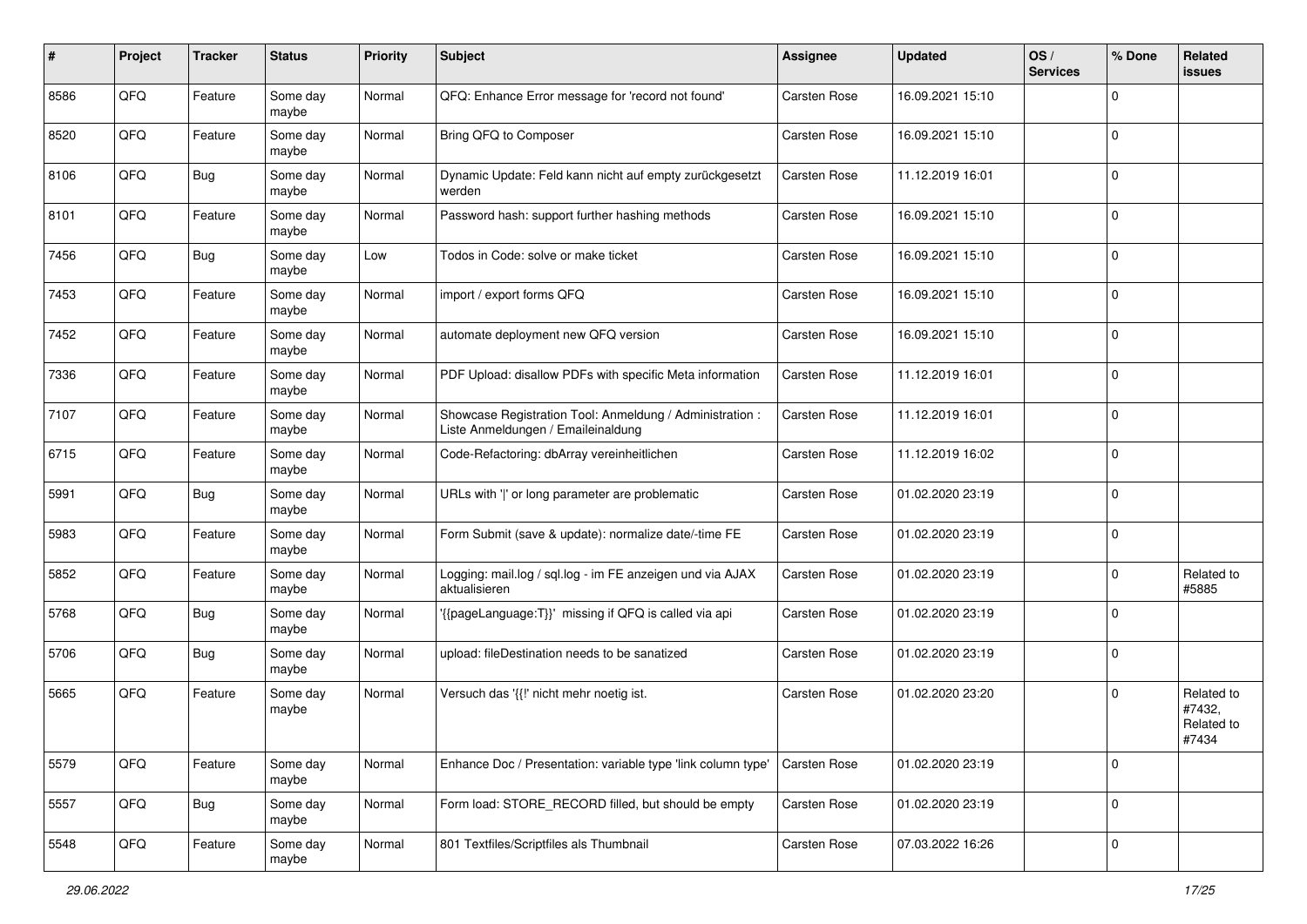| # | Project | Tracker | Status | Priority | Subject | Assignee | Updated | OS / Services | % Done | Related issues |
|---|---|---|---|---|---|---|---|---|---|---|
| 8586 | QFQ | Feature | Some day maybe | Normal | QFQ: Enhance Error message for 'record not found' | Carsten Rose | 16.09.2021 15:10 | | 0 | |
| 8520 | QFQ | Feature | Some day maybe | Normal | Bring QFQ to Composer | Carsten Rose | 16.09.2021 15:10 | | 0 | |
| 8106 | QFQ | Bug | Some day maybe | Normal | Dynamic Update: Feld kann nicht auf empty zurückgesetzt werden | Carsten Rose | 11.12.2019 16:01 | | 0 | |
| 8101 | QFQ | Feature | Some day maybe | Normal | Password hash: support further hashing methods | Carsten Rose | 16.09.2021 15:10 | | 0 | |
| 7456 | QFQ | Bug | Some day maybe | Low | Todos in Code: solve or make ticket | Carsten Rose | 16.09.2021 15:10 | | 0 | |
| 7453 | QFQ | Feature | Some day maybe | Normal | import / export forms QFQ | Carsten Rose | 16.09.2021 15:10 | | 0 | |
| 7452 | QFQ | Feature | Some day maybe | Normal | automate deployment new QFQ version | Carsten Rose | 16.09.2021 15:10 | | 0 | |
| 7336 | QFQ | Feature | Some day maybe | Normal | PDF Upload: disallow PDFs with specific Meta information | Carsten Rose | 11.12.2019 16:01 | | 0 | |
| 7107 | QFQ | Feature | Some day maybe | Normal | Showcase Registration Tool: Anmeldung / Administration : Liste Anmeldungen / Emaileinaldung | Carsten Rose | 11.12.2019 16:01 | | 0 | |
| 6715 | QFQ | Feature | Some day maybe | Normal | Code-Refactoring: dbArray vereinheitlichen | Carsten Rose | 11.12.2019 16:02 | | 0 | |
| 5991 | QFQ | Bug | Some day maybe | Normal | URLs with '\|' or long parameter are problematic | Carsten Rose | 01.02.2020 23:19 | | 0 | |
| 5983 | QFQ | Feature | Some day maybe | Normal | Form Submit (save & update): normalize date/-time FE | Carsten Rose | 01.02.2020 23:19 | | 0 | |
| 5852 | QFQ | Feature | Some day maybe | Normal | Logging: mail.log / sql.log - im FE anzeigen und via AJAX aktualisieren | Carsten Rose | 01.02.2020 23:19 | | 0 | Related to #5885 |
| 5768 | QFQ | Bug | Some day maybe | Normal | '{{pageLanguage:T}}' missing if QFQ is called via api | Carsten Rose | 01.02.2020 23:19 | | 0 | |
| 5706 | QFQ | Bug | Some day maybe | Normal | upload: fileDestination needs to be sanatized | Carsten Rose | 01.02.2020 23:19 | | 0 | |
| 5665 | QFQ | Feature | Some day maybe | Normal | Versuch das '{{!' nicht mehr noetig ist. | Carsten Rose | 01.02.2020 23:20 | | 0 | Related to #7432, Related to #7434 |
| 5579 | QFQ | Feature | Some day maybe | Normal | Enhance Doc / Presentation: variable type 'link column type' | Carsten Rose | 01.02.2020 23:19 | | 0 | |
| 5557 | QFQ | Bug | Some day maybe | Normal | Form load: STORE_RECORD filled, but should be empty | Carsten Rose | 01.02.2020 23:19 | | 0 | |
| 5548 | QFQ | Feature | Some day maybe | Normal | 801 Textfiles/Scriptfiles als Thumbnail | Carsten Rose | 07.03.2022 16:26 | | 0 | |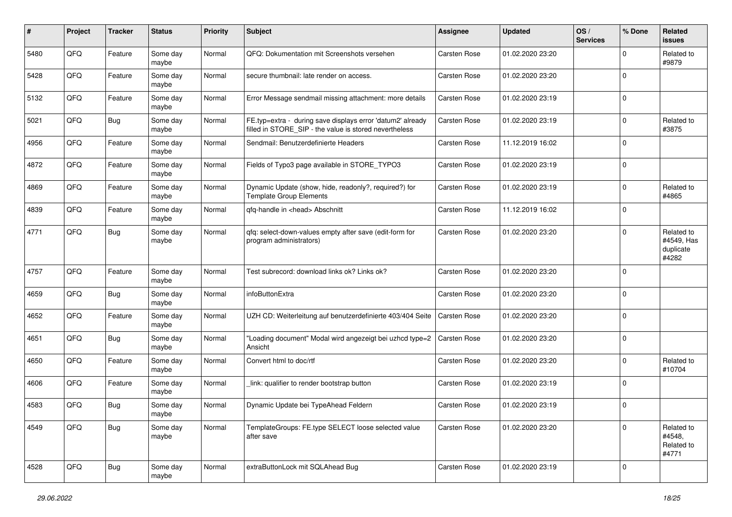| # | Project | Tracker | Status | Priority | Subject | Assignee | Updated | OS / Services | % Done | Related issues |
|---|---|---|---|---|---|---|---|---|---|---|
| 5480 | QFQ | Feature | Some day maybe | Normal | QFQ: Dokumentation mit Screenshots versehen | Carsten Rose | 01.02.2020 23:20 | | 0 | Related to #9879 |
| 5428 | QFQ | Feature | Some day maybe | Normal | secure thumbnail: late render on access. | Carsten Rose | 01.02.2020 23:20 | | 0 | |
| 5132 | QFQ | Feature | Some day maybe | Normal | Error Message sendmail missing attachment: more details | Carsten Rose | 01.02.2020 23:19 | | 0 | |
| 5021 | QFQ | Bug | Some day maybe | Normal | FE.typ=extra - during save displays error 'datum2' already filled in STORE_SIP - the value is stored nevertheless | Carsten Rose | 01.02.2020 23:19 | | 0 | Related to #3875 |
| 4956 | QFQ | Feature | Some day maybe | Normal | Sendmail: Benutzerdefinierte Headers | Carsten Rose | 11.12.2019 16:02 | | 0 | |
| 4872 | QFQ | Feature | Some day maybe | Normal | Fields of Typo3 page available in STORE_TYPO3 | Carsten Rose | 01.02.2020 23:19 | | 0 | |
| 4869 | QFQ | Feature | Some day maybe | Normal | Dynamic Update (show, hide, readonly?, required?) for Template Group Elements | Carsten Rose | 01.02.2020 23:19 | | 0 | Related to #4865 |
| 4839 | QFQ | Feature | Some day maybe | Normal | qfq-handle in <head> Abschnitt | Carsten Rose | 11.12.2019 16:02 | | 0 | |
| 4771 | QFQ | Bug | Some day maybe | Normal | qfq: select-down-values empty after save (edit-form for program administrators) | Carsten Rose | 01.02.2020 23:20 | | 0 | Related to #4549, Has duplicate #4282 |
| 4757 | QFQ | Feature | Some day maybe | Normal | Test subrecord: download links ok? Links ok? | Carsten Rose | 01.02.2020 23:20 | | 0 | |
| 4659 | QFQ | Bug | Some day maybe | Normal | infoButtonExtra | Carsten Rose | 01.02.2020 23:20 | | 0 | |
| 4652 | QFQ | Feature | Some day maybe | Normal | UZH CD: Weiterleitung auf benutzerdefinierte 403/404 Seite | Carsten Rose | 01.02.2020 23:20 | | 0 | |
| 4651 | QFQ | Bug | Some day maybe | Normal | "Loading document" Modal wird angezeigt bei uzhcd type=2 Ansicht | Carsten Rose | 01.02.2020 23:20 | | 0 | |
| 4650 | QFQ | Feature | Some day maybe | Normal | Convert html to doc/rtf | Carsten Rose | 01.02.2020 23:20 | | 0 | Related to #10704 |
| 4606 | QFQ | Feature | Some day maybe | Normal | _link: qualifier to render bootstrap button | Carsten Rose | 01.02.2020 23:19 | | 0 | |
| 4583 | QFQ | Bug | Some day maybe | Normal | Dynamic Update bei TypeAhead Feldern | Carsten Rose | 01.02.2020 23:19 | | 0 | |
| 4549 | QFQ | Bug | Some day maybe | Normal | TemplateGroups: FE.type SELECT loose selected value after save | Carsten Rose | 01.02.2020 23:20 | | 0 | Related to #4548, Related to #4771 |
| 4528 | QFQ | Bug | Some day maybe | Normal | extraButtonLock mit SQLAhead Bug | Carsten Rose | 01.02.2020 23:19 | | 0 | |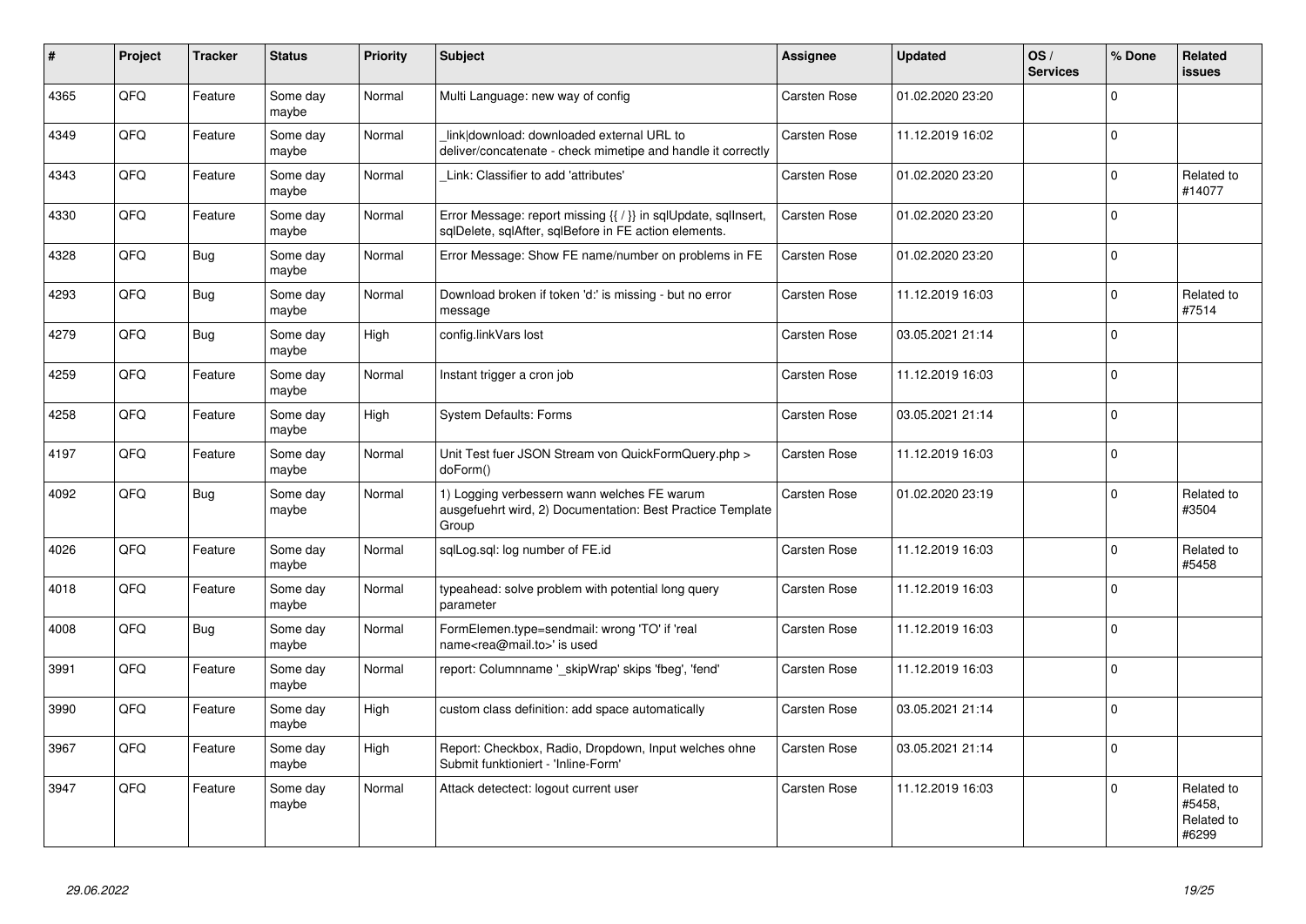| # | Project | Tracker | Status | Priority | Subject | Assignee | Updated | OS / Services | % Done | Related issues |
|---|---|---|---|---|---|---|---|---|---|---|
| 4365 | QFQ | Feature | Some day maybe | Normal | Multi Language: new way of config | Carsten Rose | 01.02.2020 23:20 | | 0 | |
| 4349 | QFQ | Feature | Some day maybe | Normal | _link\|download: downloaded external URL to deliver/concatenate - check mimetipe and handle it correctly | Carsten Rose | 11.12.2019 16:02 | | 0 | |
| 4343 | QFQ | Feature | Some day maybe | Normal | _Link: Classifier to add 'attributes' | Carsten Rose | 01.02.2020 23:20 | | 0 | Related to #14077 |
| 4330 | QFQ | Feature | Some day maybe | Normal | Error Message: report missing {{ / }} in sqlUpdate, sqlInsert, sqlDelete, sqlAfter, sqlBefore in FE action elements. | Carsten Rose | 01.02.2020 23:20 | | 0 | |
| 4328 | QFQ | Bug | Some day maybe | Normal | Error Message: Show FE name/number on problems in FE | Carsten Rose | 01.02.2020 23:20 | | 0 | |
| 4293 | QFQ | Bug | Some day maybe | Normal | Download broken if token 'd:' is missing - but no error message | Carsten Rose | 11.12.2019 16:03 | | 0 | Related to #7514 |
| 4279 | QFQ | Bug | Some day maybe | High | config.linkVars lost | Carsten Rose | 03.05.2021 21:14 | | 0 | |
| 4259 | QFQ | Feature | Some day maybe | Normal | Instant trigger a cron job | Carsten Rose | 11.12.2019 16:03 | | 0 | |
| 4258 | QFQ | Feature | Some day maybe | High | System Defaults: Forms | Carsten Rose | 03.05.2021 21:14 | | 0 | |
| 4197 | QFQ | Feature | Some day maybe | Normal | Unit Test fuer JSON Stream von QuickFormQuery.php > doForm() | Carsten Rose | 11.12.2019 16:03 | | 0 | |
| 4092 | QFQ | Bug | Some day maybe | Normal | 1) Logging verbessern wann welches FE warum ausgefuehrt wird, 2) Documentation: Best Practice Template Group | Carsten Rose | 01.02.2020 23:19 | | 0 | Related to #3504 |
| 4026 | QFQ | Feature | Some day maybe | Normal | sqlLog.sql: log number of FE.id | Carsten Rose | 11.12.2019 16:03 | | 0 | Related to #5458 |
| 4018 | QFQ | Feature | Some day maybe | Normal | typeahead: solve problem with potential long query parameter | Carsten Rose | 11.12.2019 16:03 | | 0 | |
| 4008 | QFQ | Bug | Some day maybe | Normal | FormElemen.type=sendmail: wrong 'TO' if 'real name<rea@mail.to>' is used | Carsten Rose | 11.12.2019 16:03 | | 0 | |
| 3991 | QFQ | Feature | Some day maybe | Normal | report: Columnname '_skipWrap' skips 'fbeg', 'fend' | Carsten Rose | 11.12.2019 16:03 | | 0 | |
| 3990 | QFQ | Feature | Some day maybe | High | custom class definition: add space automatically | Carsten Rose | 03.05.2021 21:14 | | 0 | |
| 3967 | QFQ | Feature | Some day maybe | High | Report: Checkbox, Radio, Dropdown, Input welches ohne Submit funktioniert - 'Inline-Form' | Carsten Rose | 03.05.2021 21:14 | | 0 | |
| 3947 | QFQ | Feature | Some day maybe | Normal | Attack detectect: logout current user | Carsten Rose | 11.12.2019 16:03 | | 0 | Related to #5458, Related to #6299 |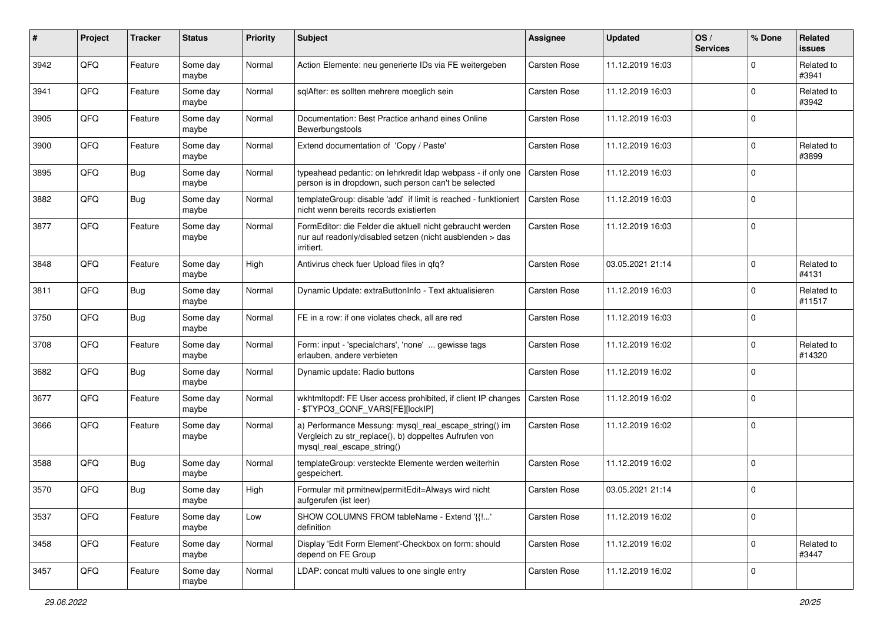| # | Project | Tracker | Status | Priority | Subject | Assignee | Updated | OS / Services | % Done | Related issues |
|---|---|---|---|---|---|---|---|---|---|---|
| 3942 | QFQ | Feature | Some day maybe | Normal | Action Elemente: neu generierte IDs via FE weitergeben | Carsten Rose | 11.12.2019 16:03 | | 0 | Related to #3941 |
| 3941 | QFQ | Feature | Some day maybe | Normal | sqlAfter: es sollten mehrere moeglich sein | Carsten Rose | 11.12.2019 16:03 | | 0 | Related to #3942 |
| 3905 | QFQ | Feature | Some day maybe | Normal | Documentation: Best Practice anhand eines Online Bewerbungstools | Carsten Rose | 11.12.2019 16:03 | | 0 | |
| 3900 | QFQ | Feature | Some day maybe | Normal | Extend documentation of 'Copy / Paste' | Carsten Rose | 11.12.2019 16:03 | | 0 | Related to #3899 |
| 3895 | QFQ | Bug | Some day maybe | Normal | typeahead pedantic: on lehrkredit ldap webpass - if only one person is in dropdown, such person can't be selected | Carsten Rose | 11.12.2019 16:03 | | 0 | |
| 3882 | QFQ | Bug | Some day maybe | Normal | templateGroup: disable 'add' if limit is reached - funktioniert nicht wenn bereits records existierten | Carsten Rose | 11.12.2019 16:03 | | 0 | |
| 3877 | QFQ | Feature | Some day maybe | Normal | FormEditor: die Felder die aktuell nicht gebraucht werden nur auf readonly/disabled setzen (nicht ausblenden > das irritiert. | Carsten Rose | 11.12.2019 16:03 | | 0 | |
| 3848 | QFQ | Feature | Some day maybe | High | Antivirus check fuer Upload files in qfq? | Carsten Rose | 03.05.2021 21:14 | | 0 | Related to #4131 |
| 3811 | QFQ | Bug | Some day maybe | Normal | Dynamic Update: extraButtonInfo - Text aktualisieren | Carsten Rose | 11.12.2019 16:03 | | 0 | Related to #11517 |
| 3750 | QFQ | Bug | Some day maybe | Normal | FE in a row: if one violates check, all are red | Carsten Rose | 11.12.2019 16:03 | | 0 | |
| 3708 | QFQ | Feature | Some day maybe | Normal | Form: input - 'specialchars', 'none' ... gewisse tags erlauben, andere verbieten | Carsten Rose | 11.12.2019 16:02 | | 0 | Related to #14320 |
| 3682 | QFQ | Bug | Some day maybe | Normal | Dynamic update: Radio buttons | Carsten Rose | 11.12.2019 16:02 | | 0 | |
| 3677 | QFQ | Feature | Some day maybe | Normal | wkhtmltopdf: FE User access prohibited, if client IP changes - $TYPO3_CONF_VARS[FE][lockIP] | Carsten Rose | 11.12.2019 16:02 | | 0 | |
| 3666 | QFQ | Feature | Some day maybe | Normal | a) Performance Messung: mysql_real_escape_string() im Vergleich zu str_replace(), b) doppeltes Aufrufen von mysql_real_escape_string() | Carsten Rose | 11.12.2019 16:02 | | 0 | |
| 3588 | QFQ | Bug | Some day maybe | Normal | templateGroup: versteckte Elemente werden weiterhin gespeichert. | Carsten Rose | 11.12.2019 16:02 | | 0 | |
| 3570 | QFQ | Bug | Some day maybe | High | Formular mit prmitnew\|permitEdit=Always wird nicht aufgerufen (ist leer) | Carsten Rose | 03.05.2021 21:14 | | 0 | |
| 3537 | QFQ | Feature | Some day maybe | Low | SHOW COLUMNS FROM tableName - Extend '{{!...' definition | Carsten Rose | 11.12.2019 16:02 | | 0 | |
| 3458 | QFQ | Feature | Some day maybe | Normal | Display 'Edit Form Element'-Checkbox on form: should depend on FE Group | Carsten Rose | 11.12.2019 16:02 | | 0 | Related to #3447 |
| 3457 | QFQ | Feature | Some day maybe | Normal | LDAP: concat multi values to one single entry | Carsten Rose | 11.12.2019 16:02 | | 0 | |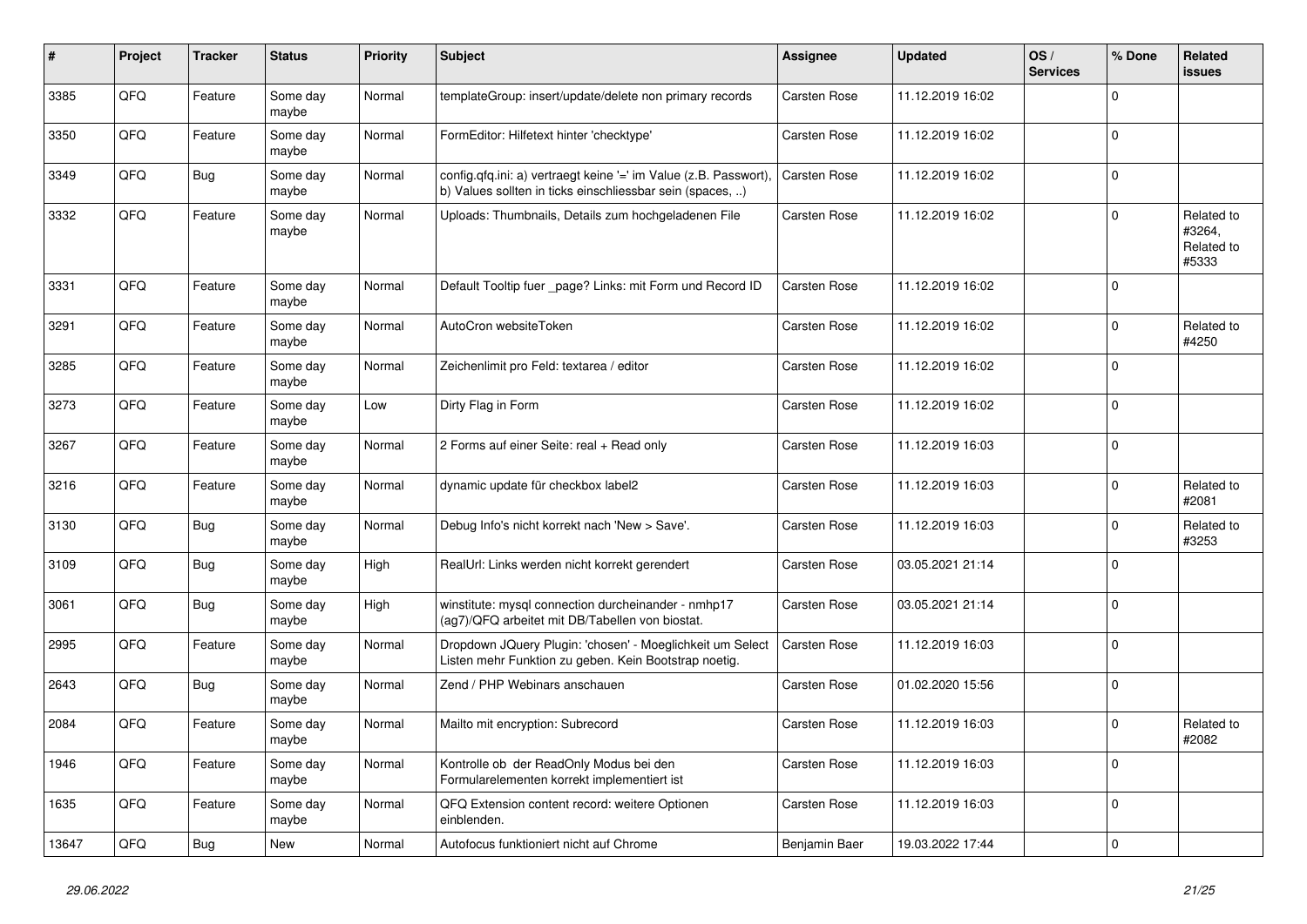| # | Project | Tracker | Status | Priority | Subject | Assignee | Updated | OS / Services | % Done | Related issues |
|---|---|---|---|---|---|---|---|---|---|---|
| 3385 | QFQ | Feature | Some day maybe | Normal | templateGroup: insert/update/delete non primary records | Carsten Rose | 11.12.2019 16:02 | | 0 | |
| 3350 | QFQ | Feature | Some day maybe | Normal | FormEditor: Hilfetext hinter 'checktype' | Carsten Rose | 11.12.2019 16:02 | | 0 | |
| 3349 | QFQ | Bug | Some day maybe | Normal | config.qfq.ini: a) vertraegt keine '=' im Value (z.B. Passwort), b) Values sollten in ticks einschliessbar sein (spaces, ..) | Carsten Rose | 11.12.2019 16:02 | | 0 | |
| 3332 | QFQ | Feature | Some day maybe | Normal | Uploads: Thumbnails, Details zum hochgeladenen File | Carsten Rose | 11.12.2019 16:02 | | 0 | Related to #3264, Related to #5333 |
| 3331 | QFQ | Feature | Some day maybe | Normal | Default Tooltip fuer _page? Links: mit Form und Record ID | Carsten Rose | 11.12.2019 16:02 | | 0 | |
| 3291 | QFQ | Feature | Some day maybe | Normal | AutoCron websiteToken | Carsten Rose | 11.12.2019 16:02 | | 0 | Related to #4250 |
| 3285 | QFQ | Feature | Some day maybe | Normal | Zeichenlimit pro Feld: textarea / editor | Carsten Rose | 11.12.2019 16:02 | | 0 | |
| 3273 | QFQ | Feature | Some day maybe | Low | Dirty Flag in Form | Carsten Rose | 11.12.2019 16:02 | | 0 | |
| 3267 | QFQ | Feature | Some day maybe | Normal | 2 Forms auf einer Seite: real + Read only | Carsten Rose | 11.12.2019 16:03 | | 0 | |
| 3216 | QFQ | Feature | Some day maybe | Normal | dynamic update für checkbox label2 | Carsten Rose | 11.12.2019 16:03 | | 0 | Related to #2081 |
| 3130 | QFQ | Bug | Some day maybe | Normal | Debug Info's nicht korrekt nach 'New > Save'. | Carsten Rose | 11.12.2019 16:03 | | 0 | Related to #3253 |
| 3109 | QFQ | Bug | Some day maybe | High | RealUrl: Links werden nicht korrekt gerendert | Carsten Rose | 03.05.2021 21:14 | | 0 | |
| 3061 | QFQ | Bug | Some day maybe | High | winstitute: mysql connection durcheinander - nmhp17 (ag7)/QFQ arbeitet mit DB/Tabellen von biostat. | Carsten Rose | 03.05.2021 21:14 | | 0 | |
| 2995 | QFQ | Feature | Some day maybe | Normal | Dropdown JQuery Plugin: 'chosen' - Moeglichkeit um Select Listen mehr Funktion zu geben. Kein Bootstrap noetig. | Carsten Rose | 11.12.2019 16:03 | | 0 | |
| 2643 | QFQ | Bug | Some day maybe | Normal | Zend / PHP Webinars anschauen | Carsten Rose | 01.02.2020 15:56 | | 0 | |
| 2084 | QFQ | Feature | Some day maybe | Normal | Mailto mit encryption: Subrecord | Carsten Rose | 11.12.2019 16:03 | | 0 | Related to #2082 |
| 1946 | QFQ | Feature | Some day maybe | Normal | Kontrolle ob der ReadOnly Modus bei den Formularelementen korrekt implementiert ist | Carsten Rose | 11.12.2019 16:03 | | 0 | |
| 1635 | QFQ | Feature | Some day maybe | Normal | QFQ Extension content record: weitere Optionen einblenden. | Carsten Rose | 11.12.2019 16:03 | | 0 | |
| 13647 | QFQ | Bug | New | Normal | Autofocus funktioniert nicht auf Chrome | Benjamin Baer | 19.03.2022 17:44 | | 0 | |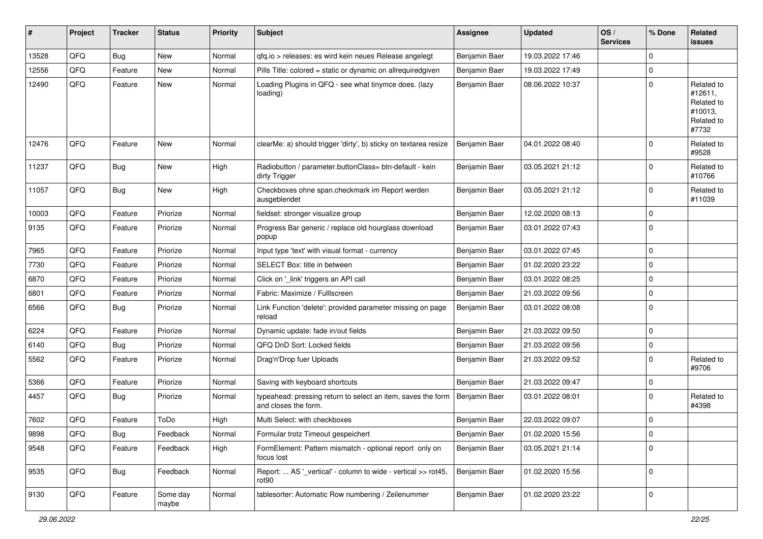| # | Project | Tracker | Status | Priority | Subject | Assignee | Updated | OS / Services | % Done | Related issues |
|---|---|---|---|---|---|---|---|---|---|---|
| 13528 | QFQ | Bug | New | Normal | qfq.io > releases: es wird kein neues Release angelegt | Benjamin Baer | 19.03.2022 17:46 | | 0 | |
| 12556 | QFQ | Feature | New | Normal | Pills Title: colored = static or dynamic on allrequiredgiven | Benjamin Baer | 19.03.2022 17:49 | | 0 | |
| 12490 | QFQ | Feature | New | Normal | Loading Plugins in QFQ - see what tinymce does. (lazy loading) | Benjamin Baer | 08.06.2022 10:37 | | 0 | Related to #12611, Related to #10013, Related to #7732 |
| 12476 | QFQ | Feature | New | Normal | clearMe: a) should trigger 'dirty', b) sticky on textarea resize | Benjamin Baer | 04.01.2022 08:40 | | 0 | Related to #9528 |
| 11237 | QFQ | Bug | New | High | Radiobutton / parameter.buttonClass= btn-default - kein dirty Trigger | Benjamin Baer | 03.05.2021 21:12 | | 0 | Related to #10766 |
| 11057 | QFQ | Bug | New | High | Checkboxes ohne span.checkmark im Report werden ausgeblendet | Benjamin Baer | 03.05.2021 21:12 | | 0 | Related to #11039 |
| 10003 | QFQ | Feature | Priorize | Normal | fieldset: stronger visualize group | Benjamin Baer | 12.02.2020 08:13 | | 0 | |
| 9135 | QFQ | Feature | Priorize | Normal | Progress Bar generic / replace old hourglass download popup | Benjamin Baer | 03.01.2022 07:43 | | 0 | |
| 7965 | QFQ | Feature | Priorize | Normal | Input type 'text' with visual format - currency | Benjamin Baer | 03.01.2022 07:45 | | 0 | |
| 7730 | QFQ | Feature | Priorize | Normal | SELECT Box: title in between | Benjamin Baer | 01.02.2020 23:22 | | 0 | |
| 6870 | QFQ | Feature | Priorize | Normal | Click on '_link' triggers an API call | Benjamin Baer | 03.01.2022 08:25 | | 0 | |
| 6801 | QFQ | Feature | Priorize | Normal | Fabric: Maximize / Fulllscreen | Benjamin Baer | 21.03.2022 09:56 | | 0 | |
| 6566 | QFQ | Bug | Priorize | Normal | Link Function 'delete': provided parameter missing on page reload | Benjamin Baer | 03.01.2022 08:08 | | 0 | |
| 6224 | QFQ | Feature | Priorize | Normal | Dynamic update: fade in/out fields | Benjamin Baer | 21.03.2022 09:50 | | 0 | |
| 6140 | QFQ | Bug | Priorize | Normal | QFQ DnD Sort: Locked fields | Benjamin Baer | 21.03.2022 09:56 | | 0 | |
| 5562 | QFQ | Feature | Priorize | Normal | Drag'n'Drop fuer Uploads | Benjamin Baer | 21.03.2022 09:52 | | 0 | Related to #9706 |
| 5366 | QFQ | Feature | Priorize | Normal | Saving with keyboard shortcuts | Benjamin Baer | 21.03.2022 09:47 | | 0 | |
| 4457 | QFQ | Bug | Priorize | Normal | typeahead: pressing return to select an item, saves the form and closes the form. | Benjamin Baer | 03.01.2022 08:01 | | 0 | Related to #4398 |
| 7602 | QFQ | Feature | ToDo | High | Multi Select: with checkboxes | Benjamin Baer | 22.03.2022 09:07 | | 0 | |
| 9898 | QFQ | Bug | Feedback | Normal | Formular trotz Timeout gespeichert | Benjamin Baer | 01.02.2020 15:56 | | 0 | |
| 9548 | QFQ | Feature | Feedback | High | FormElement: Pattern mismatch - optional report only on focus lost | Benjamin Baer | 03.05.2021 21:14 | | 0 | |
| 9535 | QFQ | Bug | Feedback | Normal | Report: ... AS '_vertical' - column to wide - vertical >> rot45, rot90 | Benjamin Baer | 01.02.2020 15:56 | | 0 | |
| 9130 | QFQ | Feature | Some day maybe | Normal | tablesorter: Automatic Row numbering / Zeilenummer | Benjamin Baer | 01.02.2020 23:22 | | 0 | |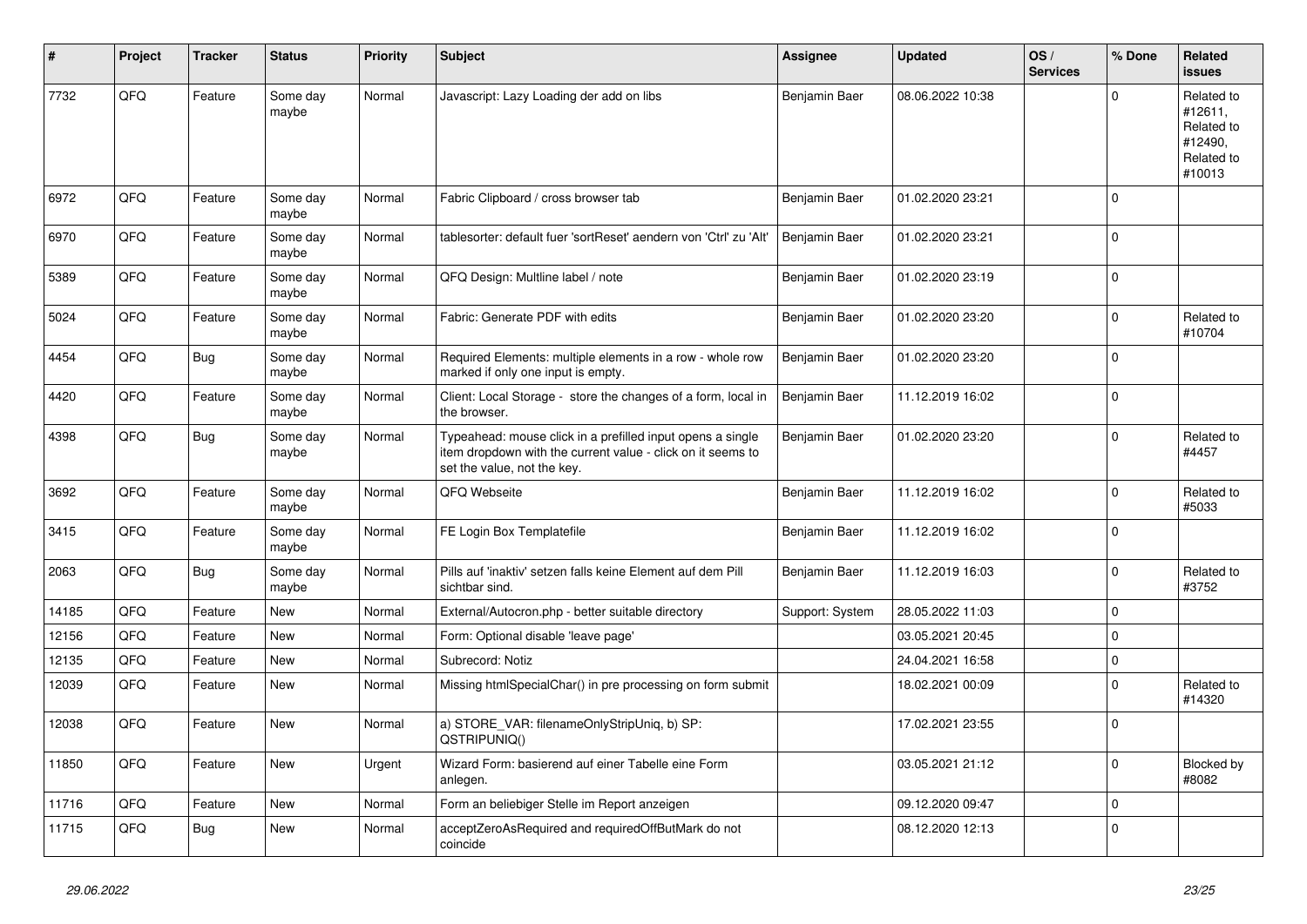| # | Project | Tracker | Status | Priority | Subject | Assignee | Updated | OS / Services | % Done | Related issues |
|---|---|---|---|---|---|---|---|---|---|---|
| 7732 | QFQ | Feature | Some day maybe | Normal | Javascript: Lazy Loading der add on libs | Benjamin Baer | 08.06.2022 10:38 | | 0 | Related to #12611, Related to #12490, Related to #10013 |
| 6972 | QFQ | Feature | Some day maybe | Normal | Fabric Clipboard / cross browser tab | Benjamin Baer | 01.02.2020 23:21 | | 0 | |
| 6970 | QFQ | Feature | Some day maybe | Normal | tablesorter: default fuer 'sortReset' aendern von 'Ctrl' zu 'Alt' | Benjamin Baer | 01.02.2020 23:21 | | 0 | |
| 5389 | QFQ | Feature | Some day maybe | Normal | QFQ Design: Multline label / note | Benjamin Baer | 01.02.2020 23:19 | | 0 | |
| 5024 | QFQ | Feature | Some day maybe | Normal | Fabric: Generate PDF with edits | Benjamin Baer | 01.02.2020 23:20 | | 0 | Related to #10704 |
| 4454 | QFQ | Bug | Some day maybe | Normal | Required Elements: multiple elements in a row - whole row marked if only one input is empty. | Benjamin Baer | 01.02.2020 23:20 | | 0 | |
| 4420 | QFQ | Feature | Some day maybe | Normal | Client: Local Storage - store the changes of a form, local in the browser. | Benjamin Baer | 11.12.2019 16:02 | | 0 | |
| 4398 | QFQ | Bug | Some day maybe | Normal | Typeahead: mouse click in a prefilled input opens a single item dropdown with the current value - click on it seems to set the value, not the key. | Benjamin Baer | 01.02.2020 23:20 | | 0 | Related to #4457 |
| 3692 | QFQ | Feature | Some day maybe | Normal | QFQ Webseite | Benjamin Baer | 11.12.2019 16:02 | | 0 | Related to #5033 |
| 3415 | QFQ | Feature | Some day maybe | Normal | FE Login Box Templatefile | Benjamin Baer | 11.12.2019 16:02 | | 0 | |
| 2063 | QFQ | Bug | Some day maybe | Normal | Pills auf 'inaktiv' setzen falls keine Element auf dem Pill sichtbar sind. | Benjamin Baer | 11.12.2019 16:03 | | 0 | Related to #3752 |
| 14185 | QFQ | Feature | New | Normal | External/Autocron.php - better suitable directory | Support: System | 28.05.2022 11:03 | | 0 | |
| 12156 | QFQ | Feature | New | Normal | Form: Optional disable 'leave page' | | 03.05.2021 20:45 | | 0 | |
| 12135 | QFQ | Feature | New | Normal | Subrecord: Notiz | | 24.04.2021 16:58 | | 0 | |
| 12039 | QFQ | Feature | New | Normal | Missing htmlSpecialChar() in pre processing on form submit | | 18.02.2021 00:09 | | 0 | Related to #14320 |
| 12038 | QFQ | Feature | New | Normal | a) STORE_VAR: filenameOnlyStripUniq, b) SP: QSTRIPUNIQ() | | 17.02.2021 23:55 | | 0 | |
| 11850 | QFQ | Feature | New | Urgent | Wizard Form: basierend auf einer Tabelle eine Form anlegen. | | 03.05.2021 21:12 | | 0 | Blocked by #8082 |
| 11716 | QFQ | Feature | New | Normal | Form an beliebiger Stelle im Report anzeigen | | 09.12.2020 09:47 | | 0 | |
| 11715 | QFQ | Bug | New | Normal | acceptZeroAsRequired and requiredOffButMark do not coincide | | 08.12.2020 12:13 | | 0 | |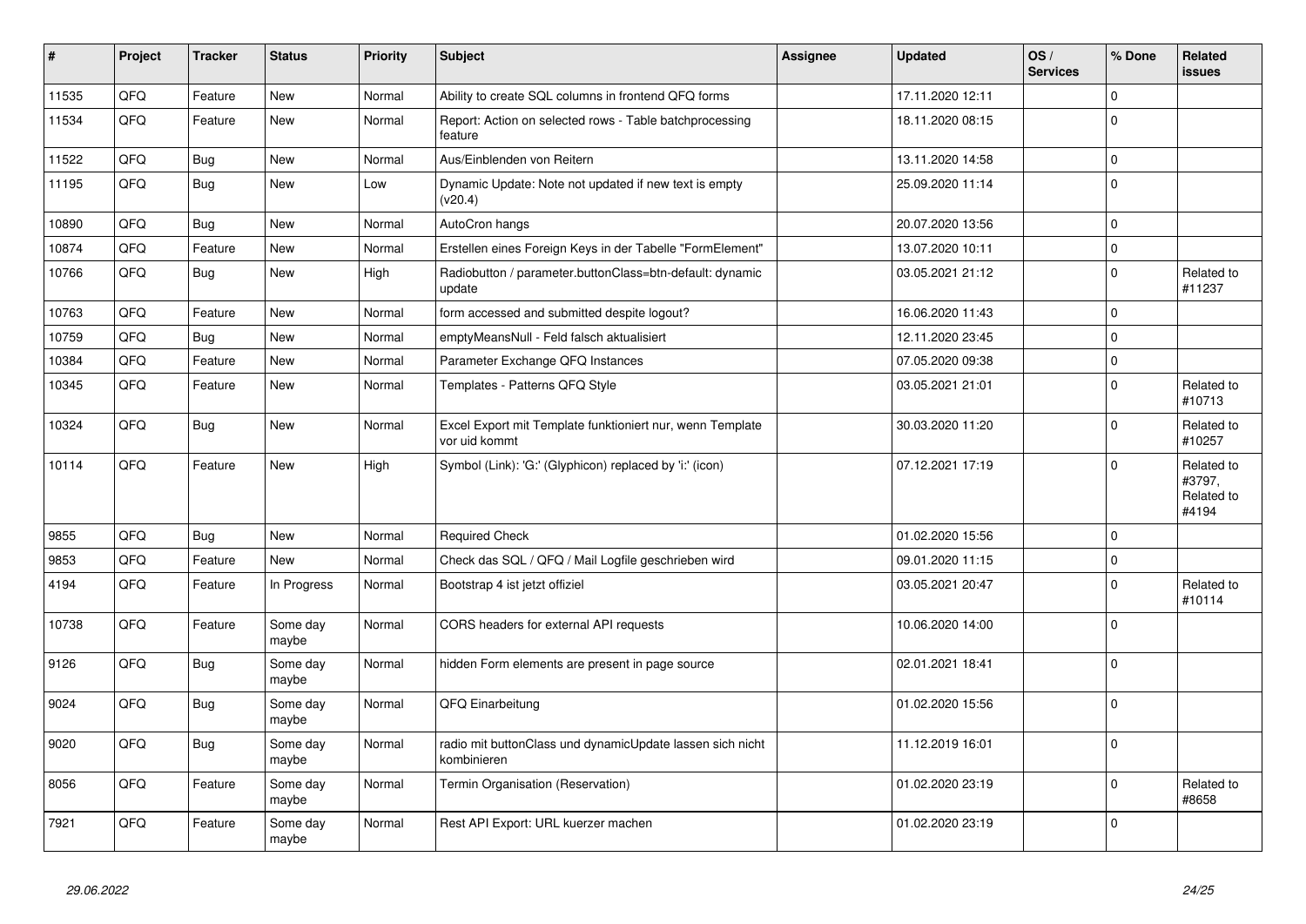| # | Project | Tracker | Status | Priority | Subject | Assignee | Updated | OS / Services | % Done | Related issues |
|---|---|---|---|---|---|---|---|---|---|---|
| 11535 | QFQ | Feature | New | Normal | Ability to create SQL columns in frontend QFQ forms | | 17.11.2020 12:11 | | 0 | |
| 11534 | QFQ | Feature | New | Normal | Report: Action on selected rows - Table batchprocessing feature | | 18.11.2020 08:15 | | 0 | |
| 11522 | QFQ | Bug | New | Normal | Aus/Einblenden von Reitern | | 13.11.2020 14:58 | | 0 | |
| 11195 | QFQ | Bug | New | Low | Dynamic Update: Note not updated if new text is empty (v20.4) | | 25.09.2020 11:14 | | 0 | |
| 10890 | QFQ | Bug | New | Normal | AutoCron hangs | | 20.07.2020 13:56 | | 0 | |
| 10874 | QFQ | Feature | New | Normal | Erstellen eines Foreign Keys in der Tabelle "FormElement" | | 13.07.2020 10:11 | | 0 | |
| 10766 | QFQ | Bug | New | High | Radiobutton / parameter.buttonClass=btn-default: dynamic update | | 03.05.2021 21:12 | | 0 | Related to #11237 |
| 10763 | QFQ | Feature | New | Normal | form accessed and submitted despite logout? | | 16.06.2020 11:43 | | 0 | |
| 10759 | QFQ | Bug | New | Normal | emptyMeansNull - Feld falsch aktualisiert | | 12.11.2020 23:45 | | 0 | |
| 10384 | QFQ | Feature | New | Normal | Parameter Exchange QFQ Instances | | 07.05.2020 09:38 | | 0 | |
| 10345 | QFQ | Feature | New | Normal | Templates - Patterns QFQ Style | | 03.05.2021 21:01 | | 0 | Related to #10713 |
| 10324 | QFQ | Bug | New | Normal | Excel Export mit Template funktioniert nur, wenn Template vor uid kommt | | 30.03.2020 11:20 | | 0 | Related to #10257 |
| 10114 | QFQ | Feature | New | High | Symbol (Link): 'G:' (Glyphicon) replaced by 'i:' (icon) | | 07.12.2021 17:19 | | 0 | Related to #3797, Related to #4194 |
| 9855 | QFQ | Bug | New | Normal | Required Check | | 01.02.2020 15:56 | | 0 | |
| 9853 | QFQ | Feature | New | Normal | Check das SQL / QFQ / Mail Logfile geschrieben wird | | 09.01.2020 11:15 | | 0 | |
| 4194 | QFQ | Feature | In Progress | Normal | Bootstrap 4 ist jetzt offiziel | | 03.05.2021 20:47 | | 0 | Related to #10114 |
| 10738 | QFQ | Feature | Some day maybe | Normal | CORS headers for external API requests | | 10.06.2020 14:00 | | 0 | |
| 9126 | QFQ | Bug | Some day maybe | Normal | hidden Form elements are present in page source | | 02.01.2021 18:41 | | 0 | |
| 9024 | QFQ | Bug | Some day maybe | Normal | QFQ Einarbeitung | | 01.02.2020 15:56 | | 0 | |
| 9020 | QFQ | Bug | Some day maybe | Normal | radio mit buttonClass und dynamicUpdate lassen sich nicht kombinieren | | 11.12.2019 16:01 | | 0 | |
| 8056 | QFQ | Feature | Some day maybe | Normal | Termin Organisation (Reservation) | | 01.02.2020 23:19 | | 0 | Related to #8658 |
| 7921 | QFQ | Feature | Some day maybe | Normal | Rest API Export: URL kuerzer machen | | 01.02.2020 23:19 | | 0 | |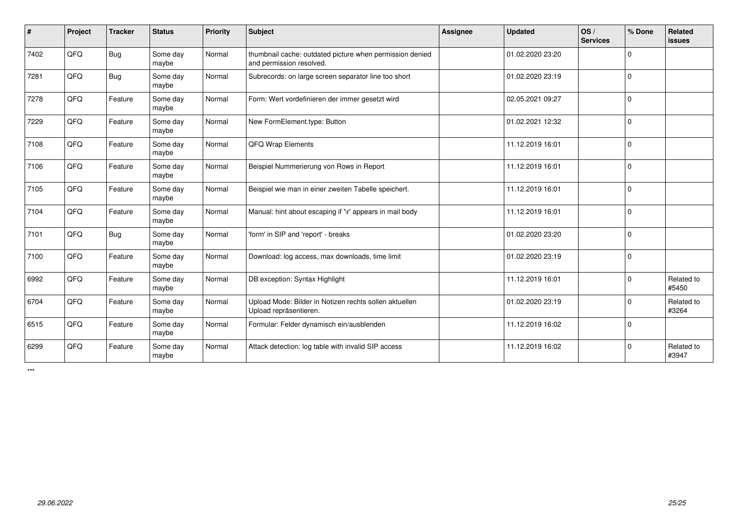| # | Project | Tracker | Status | Priority | Subject | Assignee | Updated | OS / Services | % Done | Related issues |
|---|---|---|---|---|---|---|---|---|---|---|
| 7402 | QFQ | Bug | Some day maybe | Normal | thumbnail cache: outdated picture when permission denied and permission resolved. | | 01.02.2020 23:20 | | 0 | |
| 7281 | QFQ | Bug | Some day maybe | Normal | Subrecords: on large screen separator line too short | | 01.02.2020 23:19 | | 0 | |
| 7278 | QFQ | Feature | Some day maybe | Normal | Form: Wert vordefinieren der immer gesetzt wird | | 02.05.2021 09:27 | | 0 | |
| 7229 | QFQ | Feature | Some day maybe | Normal | New FormElement.type: Button | | 01.02.2021 12:32 | | 0 | |
| 7108 | QFQ | Feature | Some day maybe | Normal | QFQ Wrap Elements | | 11.12.2019 16:01 | | 0 | |
| 7106 | QFQ | Feature | Some day maybe | Normal | Beispiel Nummerierung von Rows in Report | | 11.12.2019 16:01 | | 0 | |
| 7105 | QFQ | Feature | Some day maybe | Normal | Beispiel wie man in einer zweiten Tabelle speichert. | | 11.12.2019 16:01 | | 0 | |
| 7104 | QFQ | Feature | Some day maybe | Normal | Manual: hint about escaping if '\r' appears in mail body | | 11.12.2019 16:01 | | 0 | |
| 7101 | QFQ | Bug | Some day maybe | Normal | 'form' in SIP and 'report' - breaks | | 01.02.2020 23:20 | | 0 | |
| 7100 | QFQ | Feature | Some day maybe | Normal | Download: log access, max downloads, time limit | | 01.02.2020 23:19 | | 0 | |
| 6992 | QFQ | Feature | Some day maybe | Normal | DB exception: Syntax Highlight | | 11.12.2019 16:01 | | 0 | Related to #5450 |
| 6704 | QFQ | Feature | Some day maybe | Normal | Upload Mode: Bilder in Notizen rechts sollen aktuellen Upload repräsentieren. | | 01.02.2020 23:19 | | 0 | Related to #3264 |
| 6515 | QFQ | Feature | Some day maybe | Normal | Formular: Felder dynamisch ein/ausblenden | | 11.12.2019 16:02 | | 0 | |
| 6299 | QFQ | Feature | Some day maybe | Normal | Attack detection: log table with invalid SIP access | | 11.12.2019 16:02 | | 0 | Related to #3947 |

...